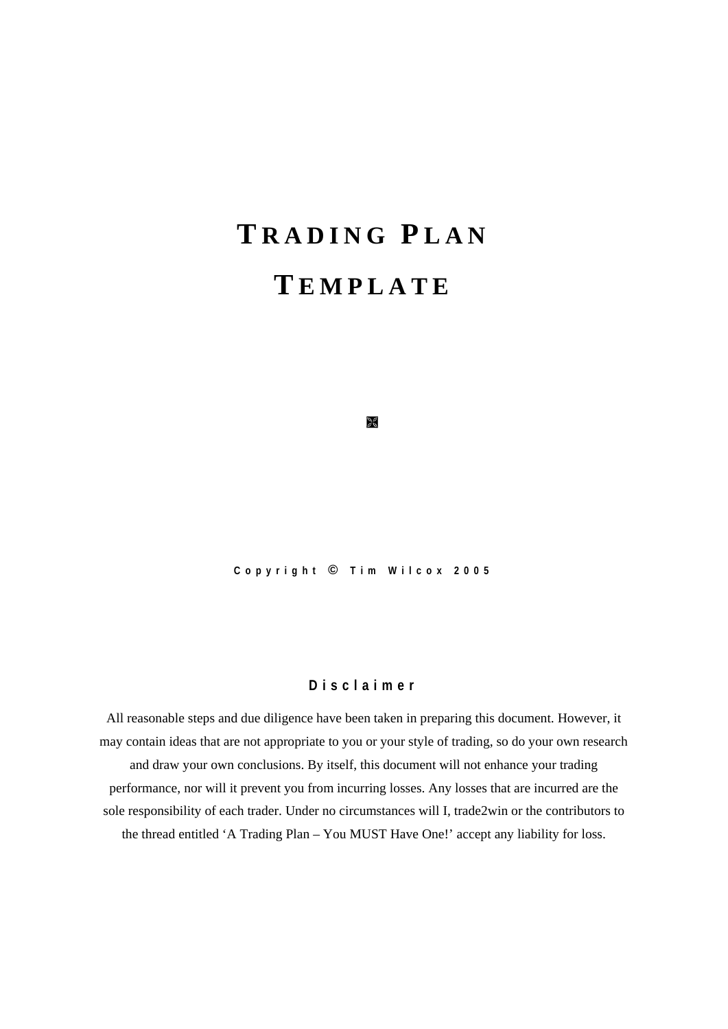# TRADING PLAN TEMPLATE

Copyright © Tim Wilcox 2005

## Disclaimer

All reasonable steps and due diligence have been taken in preparing this document. However, it may contain ideas that are not appropriate to you or your style of trading, so do your own research and draw your own conclusions. By itself, this document will not enhance your trading performance, nor will it prevent you from incurring losses. Any losses that are incurred are the sole responsibility of each trader. Under no circumstances will I, trade2win or the contributors to the thread entitled 'A Trading Plan – You MUST Have One!' accept any liability for loss.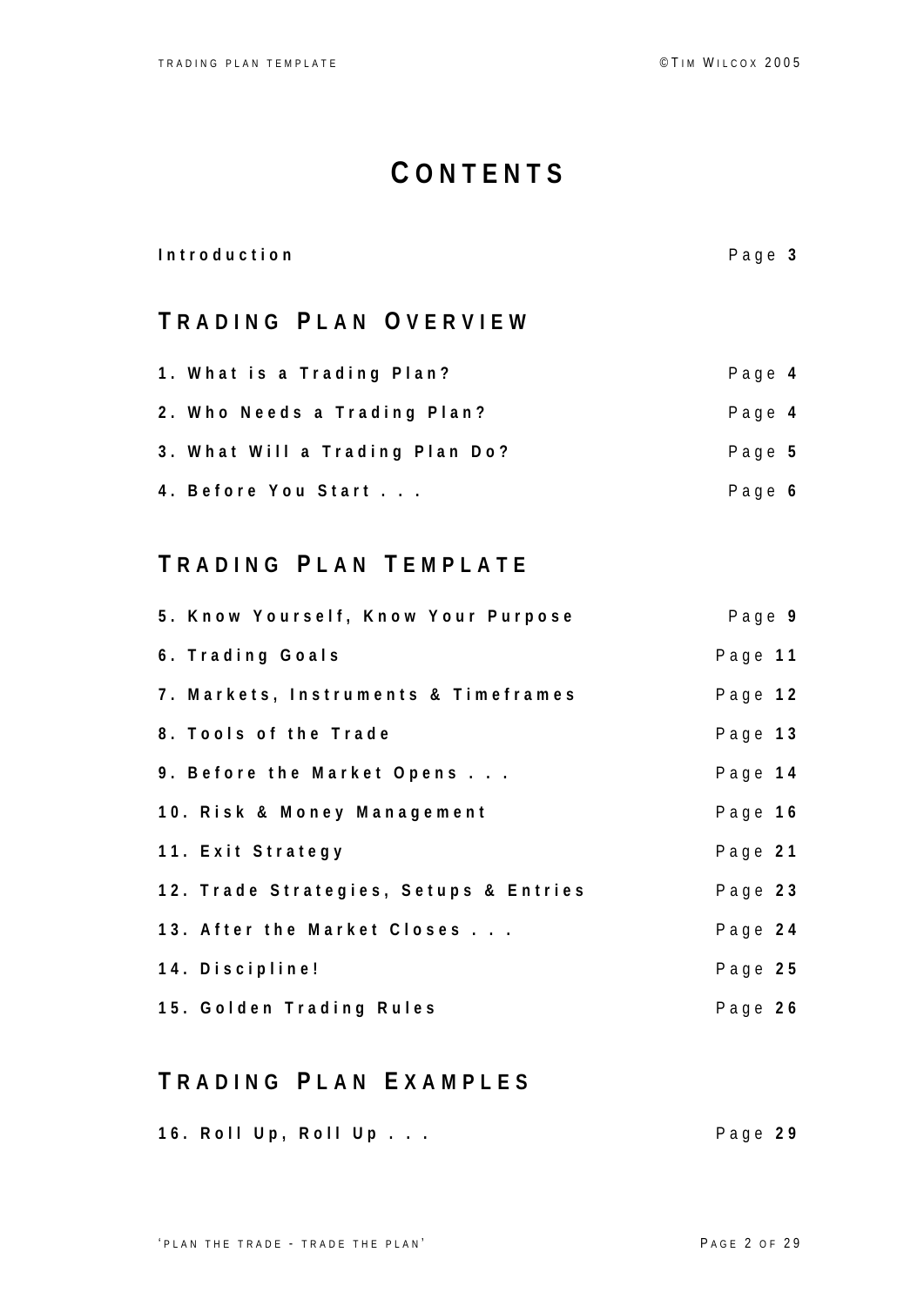# CONTENTS

| | |
|---|---|
| **Introduction** | Page **3** |

## TRADING PLAN OVERVIEW

| | |
|---|---|
| **1. What is a Trading Plan?** | Page **4** |
| **2. Who Needs a Trading Plan?** | Page **4** |
| **3. What Will a Trading Plan Do?** | Page **5** |
| **4. Before You Start . . .** | Page **6** |

## TRADING PLAN TEMPLATE

| | |
|---|---|
| **5. Know Yourself, Know Your Purpose** | Page **9** |
| **6. Trading Goals** | Page **11** |
| **7. Markets, Instruments & Timeframes** | Page **12** |
| **8. Tools of the Trade** | Page **13** |
| **9. Before the Market Opens . . .** | Page **14** |
| **10. Risk & Money Management** | Page **16** |
| **11. Exit Strategy** | Page **21** |
| **12. Trade Strategies, Setups & Entries** | Page **23** |
| **13. After the Market Closes . . .** | Page **24** |
| **14. Discipline!** | Page **25** |
| **15. Golden Trading Rules** | Page **26** |

## TRADING PLAN EXAMPLES

| | |
|---|---|
| **16. Roll Up, Roll Up . . .** | Page **29** |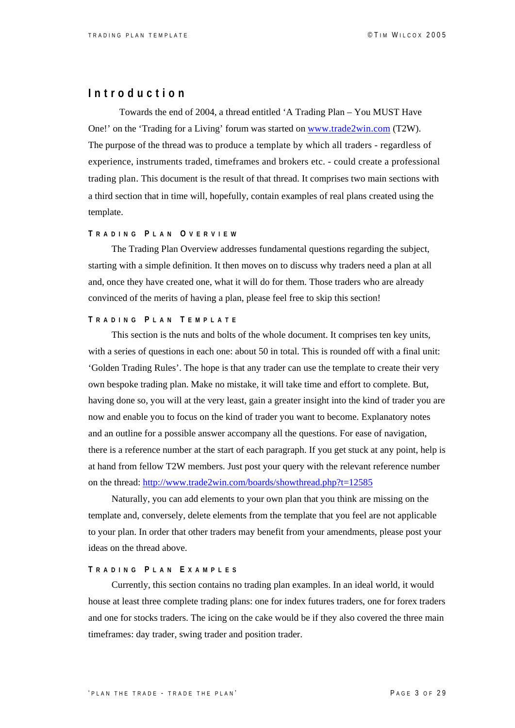# Introduction

Towards the end of 2004, a thread entitled 'A Trading Plan – You MUST Have One!' on the 'Trading for a Living' forum was started on www.trade2win.com (T2W). The purpose of the thread was to produce a template by which all traders - regardless of experience, instruments traded, timeframes and brokers etc. - could create a professional trading plan. This document is the result of that thread. It comprises two main sections with a third section that in time will, hopefully, contain examples of real plans created using the template.

## Trading Plan Overview

The Trading Plan Overview addresses fundamental questions regarding the subject, starting with a simple definition. It then moves on to discuss why traders need a plan at all and, once they have created one, what it will do for them. Those traders who are already convinced of the merits of having a plan, please feel free to skip this section!

## Trading Plan Template

This section is the nuts and bolts of the whole document. It comprises ten key units, with a series of questions in each one: about 50 in total. This is rounded off with a final unit: 'Golden Trading Rules'. The hope is that any trader can use the template to create their very own bespoke trading plan. Make no mistake, it will take time and effort to complete. But, having done so, you will at the very least, gain a greater insight into the kind of trader you are now and enable you to focus on the kind of trader you want to become. Explanatory notes and an outline for a possible answer accompany all the questions. For ease of navigation, there is a reference number at the start of each paragraph. If you get stuck at any point, help is at hand from fellow T2W members. Just post your query with the relevant reference number on the thread: http://www.trade2win.com/boards/showthread.php?t=12585

Naturally, you can add elements to your own plan that you think are missing on the template and, conversely, delete elements from the template that you feel are not applicable to your plan. In order that other traders may benefit from your amendments, please post your ideas on the thread above.

## Trading Plan Examples

Currently, this section contains no trading plan examples. In an ideal world, it would house at least three complete trading plans: one for index futures traders, one for forex traders and one for stocks traders. The icing on the cake would be if they also covered the three main timeframes: day trader, swing trader and position trader.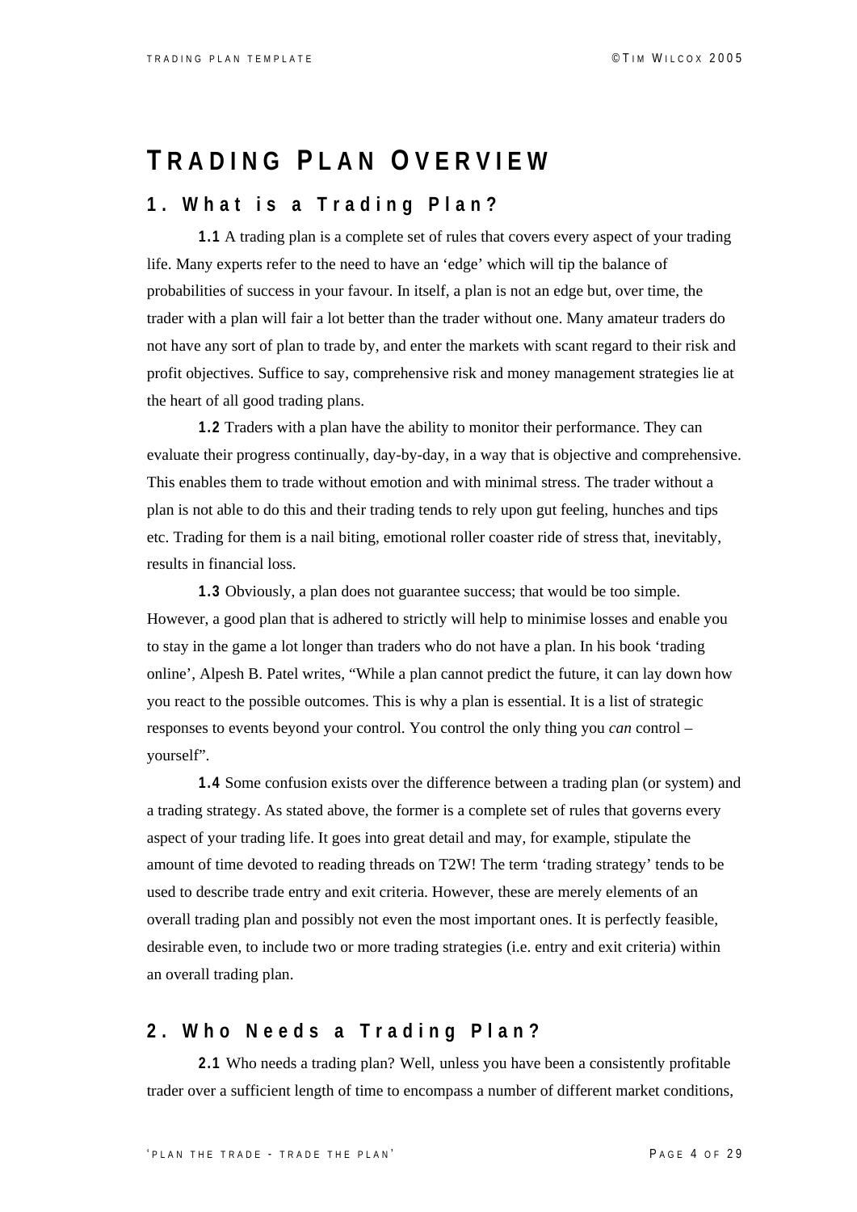# TRADING PLAN OVERVIEW

## 1. What is a Trading Plan?

**1.1** A trading plan is a complete set of rules that covers every aspect of your trading life. Many experts refer to the need to have an 'edge' which will tip the balance of probabilities of success in your favour. In itself, a plan is not an edge but, over time, the trader with a plan will fair a lot better than the trader without one. Many amateur traders do not have any sort of plan to trade by, and enter the markets with scant regard to their risk and profit objectives. Suffice to say, comprehensive risk and money management strategies lie at the heart of all good trading plans.

**1.2** Traders with a plan have the ability to monitor their performance. They can evaluate their progress continually, day-by-day, in a way that is objective and comprehensive. This enables them to trade without emotion and with minimal stress. The trader without a plan is not able to do this and their trading tends to rely upon gut feeling, hunches and tips etc. Trading for them is a nail biting, emotional roller coaster ride of stress that, inevitably, results in financial loss.

**1.3** Obviously, a plan does not guarantee success; that would be too simple. However, a good plan that is adhered to strictly will help to minimise losses and enable you to stay in the game a lot longer than traders who do not have a plan. In his book 'trading online', Alpesh B. Patel writes, "While a plan cannot predict the future, it can lay down how you react to the possible outcomes. This is why a plan is essential. It is a list of strategic responses to events beyond your control. You control the only thing you *can* control – yourself".

**1.4** Some confusion exists over the difference between a trading plan (or system) and a trading strategy. As stated above, the former is a complete set of rules that governs every aspect of your trading life. It goes into great detail and may, for example, stipulate the amount of time devoted to reading threads on T2W! The term 'trading strategy' tends to be used to describe trade entry and exit criteria. However, these are merely elements of an overall trading plan and possibly not even the most important ones. It is perfectly feasible, desirable even, to include two or more trading strategies (i.e. entry and exit criteria) within an overall trading plan.

## 2. Who Needs a Trading Plan?

**2.1** Who needs a trading plan? Well, unless you have been a consistently profitable trader over a sufficient length of time to encompass a number of different market conditions,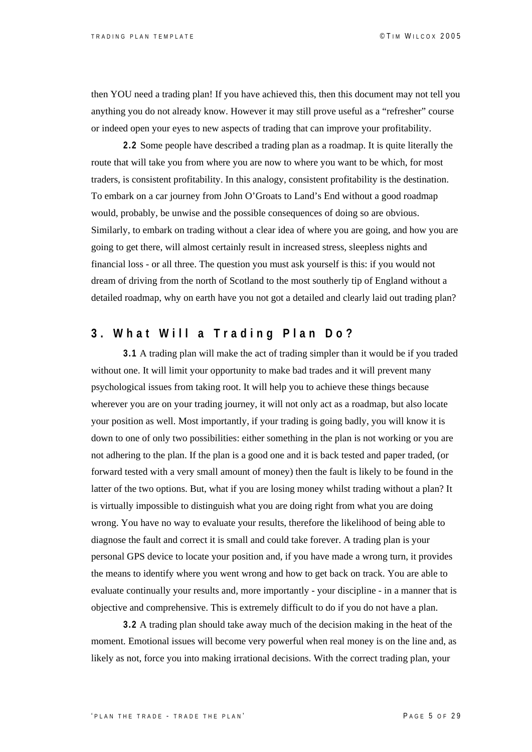then YOU need a trading plan! If you have achieved this, then this document may not tell you anything you do not already know. However it may still prove useful as a "refresher" course or indeed open your eyes to new aspects of trading that can improve your profitability.

**2.2** Some people have described a trading plan as a roadmap. It is quite literally the route that will take you from where you are now to where you want to be which, for most traders, is consistent profitability. In this analogy, consistent profitability is the destination. To embark on a car journey from John O'Groats to Land's End without a good roadmap would, probably, be unwise and the possible consequences of doing so are obvious. Similarly, to embark on trading without a clear idea of where you are going, and how you are going to get there, will almost certainly result in increased stress, sleepless nights and financial loss - or all three. The question you must ask yourself is this: if you would not dream of driving from the north of Scotland to the most southerly tip of England without a detailed roadmap, why on earth have you not got a detailed and clearly laid out trading plan?

## 3. What Will a Trading Plan Do?

**3.1** A trading plan will make the act of trading simpler than it would be if you traded without one. It will limit your opportunity to make bad trades and it will prevent many psychological issues from taking root. It will help you to achieve these things because wherever you are on your trading journey, it will not only act as a roadmap, but also locate your position as well. Most importantly, if your trading is going badly, you will know it is down to one of only two possibilities: either something in the plan is not working or you are not adhering to the plan. If the plan is a good one and it is back tested and paper traded, (or forward tested with a very small amount of money) then the fault is likely to be found in the latter of the two options. But, what if you are losing money whilst trading without a plan? It is virtually impossible to distinguish what you are doing right from what you are doing wrong. You have no way to evaluate your results, therefore the likelihood of being able to diagnose the fault and correct it is small and could take forever. A trading plan is your personal GPS device to locate your position and, if you have made a wrong turn, it provides the means to identify where you went wrong and how to get back on track. You are able to evaluate continually your results and, more importantly - your discipline - in a manner that is objective and comprehensive. This is extremely difficult to do if you do not have a plan.

**3.2** A trading plan should take away much of the decision making in the heat of the moment. Emotional issues will become very powerful when real money is on the line and, as likely as not, force you into making irrational decisions. With the correct trading plan, your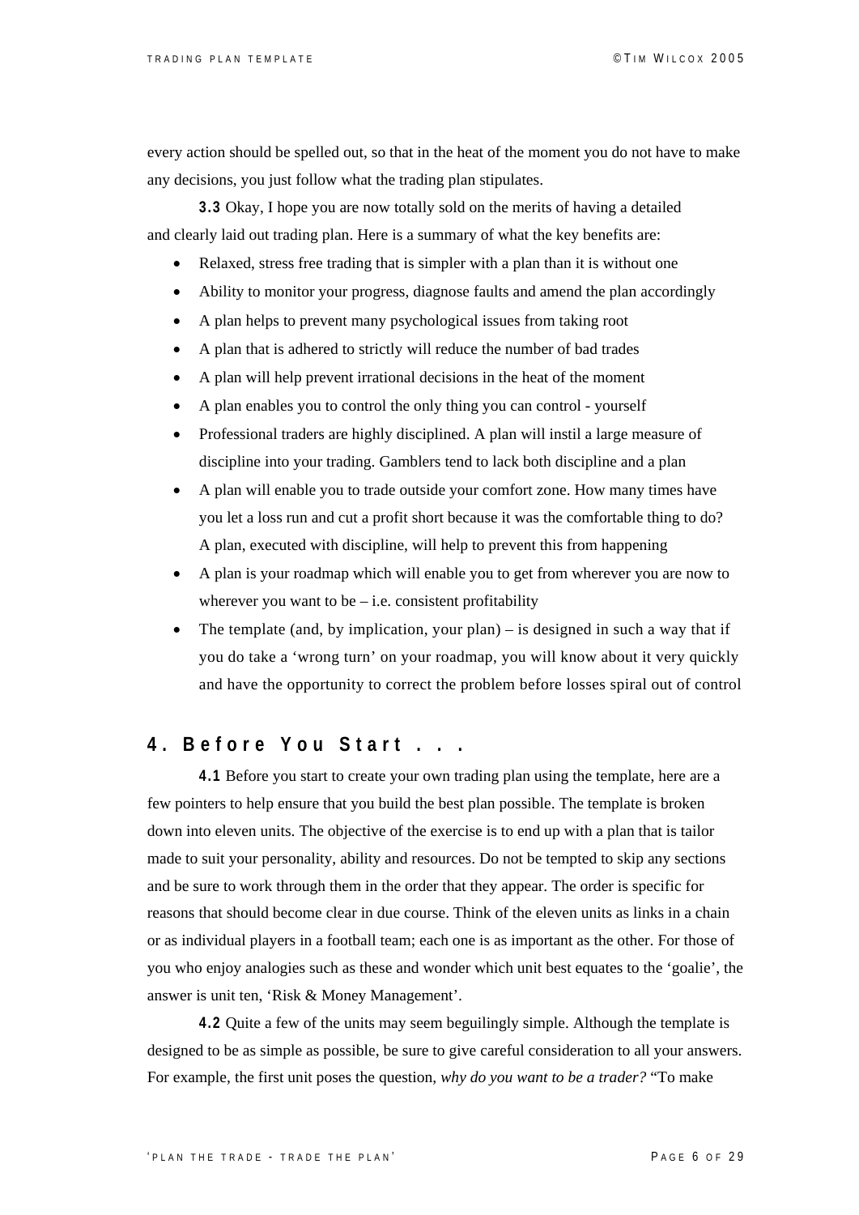every action should be spelled out, so that in the heat of the moment you do not have to make any decisions, you just follow what the trading plan stipulates.

**3.3** Okay, I hope you are now totally sold on the merits of having a detailed and clearly laid out trading plan. Here is a summary of what the key benefits are:

- Relaxed, stress free trading that is simpler with a plan than it is without one
- Ability to monitor your progress, diagnose faults and amend the plan accordingly
- A plan helps to prevent many psychological issues from taking root
- A plan that is adhered to strictly will reduce the number of bad trades
- A plan will help prevent irrational decisions in the heat of the moment
- A plan enables you to control the only thing you can control - yourself
- Professional traders are highly disciplined. A plan will instil a large measure of discipline into your trading. Gamblers tend to lack both discipline and a plan
- A plan will enable you to trade outside your comfort zone. How many times have you let a loss run and cut a profit short because it was the comfortable thing to do? A plan, executed with discipline, will help to prevent this from happening
- A plan is your roadmap which will enable you to get from wherever you are now to wherever you want to be – i.e. consistent profitability
- The template (and, by implication, your plan) – is designed in such a way that if you do take a 'wrong turn' on your roadmap, you will know about it very quickly and have the opportunity to correct the problem before losses spiral out of control

## 4. Before You Start . . .

**4.1** Before you start to create your own trading plan using the template, here are a few pointers to help ensure that you build the best plan possible. The template is broken down into eleven units. The objective of the exercise is to end up with a plan that is tailor made to suit your personality, ability and resources. Do not be tempted to skip any sections and be sure to work through them in the order that they appear. The order is specific for reasons that should become clear in due course. Think of the eleven units as links in a chain or as individual players in a football team; each one is as important as the other. For those of you who enjoy analogies such as these and wonder which unit best equates to the 'goalie', the answer is unit ten, 'Risk & Money Management'.

**4.2** Quite a few of the units may seem beguilingly simple. Although the template is designed to be as simple as possible, be sure to give careful consideration to all your answers. For example, the first unit poses the question, *why do you want to be a trader?* "To make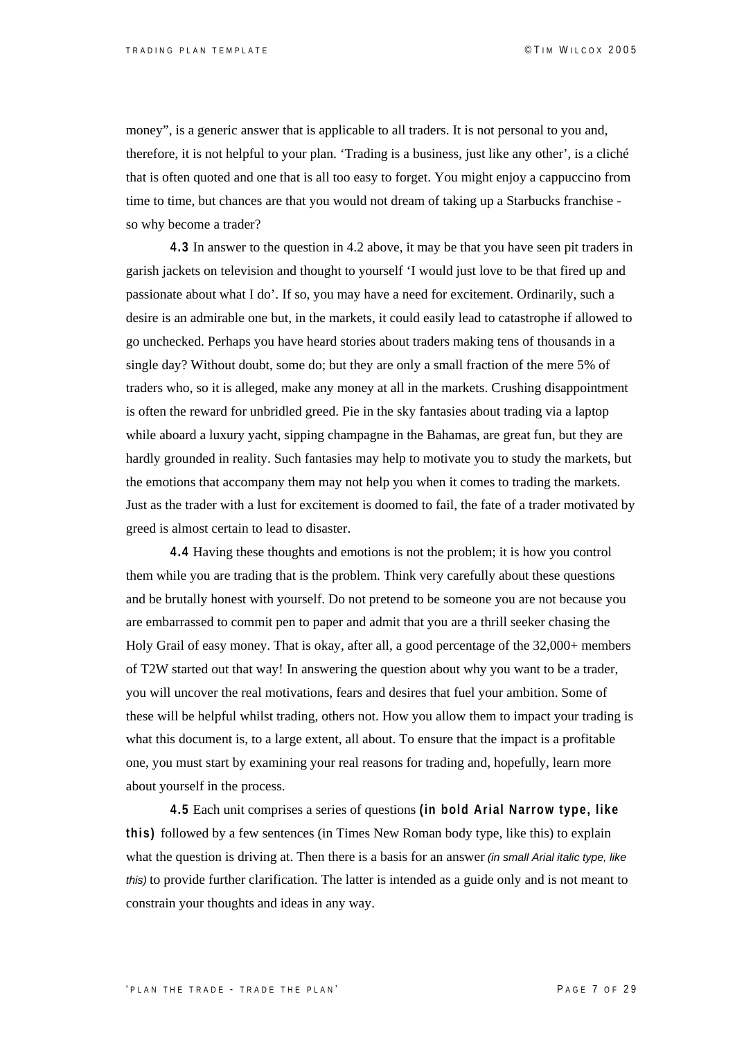money", is a generic answer that is applicable to all traders. It is not personal to you and, therefore, it is not helpful to your plan. 'Trading is a business, just like any other', is a cliché that is often quoted and one that is all too easy to forget. You might enjoy a cappuccino from time to time, but chances are that you would not dream of taking up a Starbucks franchise - so why become a trader?

**4.3** In answer to the question in 4.2 above, it may be that you have seen pit traders in garish jackets on television and thought to yourself 'I would just love to be that fired up and passionate about what I do'. If so, you may have a need for excitement. Ordinarily, such a desire is an admirable one but, in the markets, it could easily lead to catastrophe if allowed to go unchecked. Perhaps you have heard stories about traders making tens of thousands in a single day? Without doubt, some do; but they are only a small fraction of the mere 5% of traders who, so it is alleged, make any money at all in the markets. Crushing disappointment is often the reward for unbridled greed. Pie in the sky fantasies about trading via a laptop while aboard a luxury yacht, sipping champagne in the Bahamas, are great fun, but they are hardly grounded in reality. Such fantasies may help to motivate you to study the markets, but the emotions that accompany them may not help you when it comes to trading the markets. Just as the trader with a lust for excitement is doomed to fail, the fate of a trader motivated by greed is almost certain to lead to disaster.

**4.4** Having these thoughts and emotions is not the problem; it is how you control them while you are trading that is the problem. Think very carefully about these questions and be brutally honest with yourself. Do not pretend to be someone you are not because you are embarrassed to commit pen to paper and admit that you are a thrill seeker chasing the Holy Grail of easy money. That is okay, after all, a good percentage of the 32,000+ members of T2W started out that way! In answering the question about why you want to be a trader, you will uncover the real motivations, fears and desires that fuel your ambition. Some of these will be helpful whilst trading, others not. How you allow them to impact your trading is what this document is, to a large extent, all about. To ensure that the impact is a profitable one, you must start by examining your real reasons for trading and, hopefully, learn more about yourself in the process.

**4.5** Each unit comprises a series of questions **(in bold Arial Narrow type, like this)** followed by a few sentences (in Times New Roman body type, like this) to explain what the question is driving at. Then there is a basis for an answer *(in small Arial italic type, like this)* to provide further clarification. The latter is intended as a guide only and is not meant to constrain your thoughts and ideas in any way.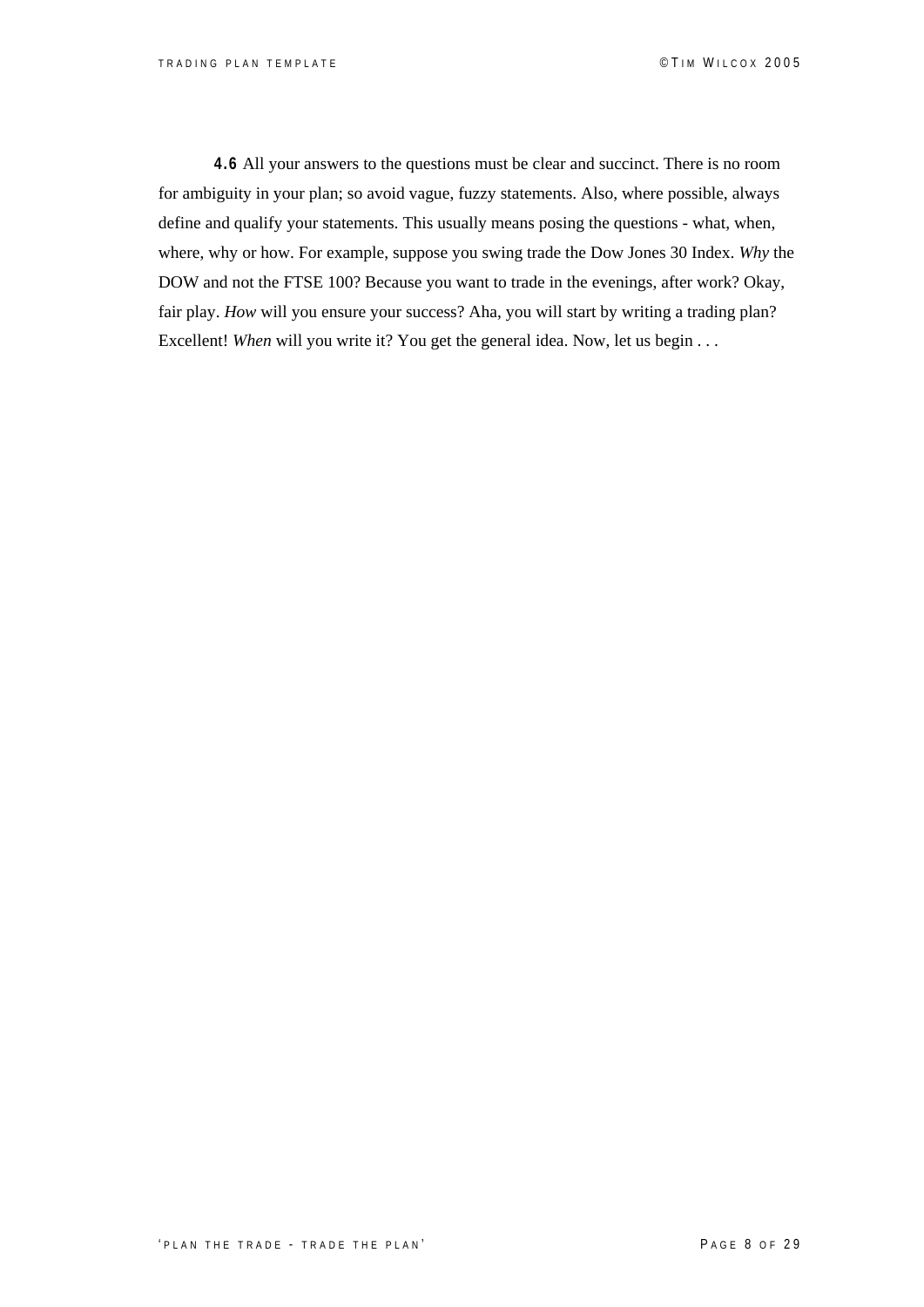**4.6** All your answers to the questions must be clear and succinct. There is no room for ambiguity in your plan; so avoid vague, fuzzy statements. Also, where possible, always define and qualify your statements. This usually means posing the questions - what, when, where, why or how. For example, suppose you swing trade the Dow Jones 30 Index. *Why* the DOW and not the FTSE 100? Because you want to trade in the evenings, after work? Okay, fair play. *How* will you ensure your success? Aha, you will start by writing a trading plan? Excellent! *When* will you write it? You get the general idea. Now, let us begin . . .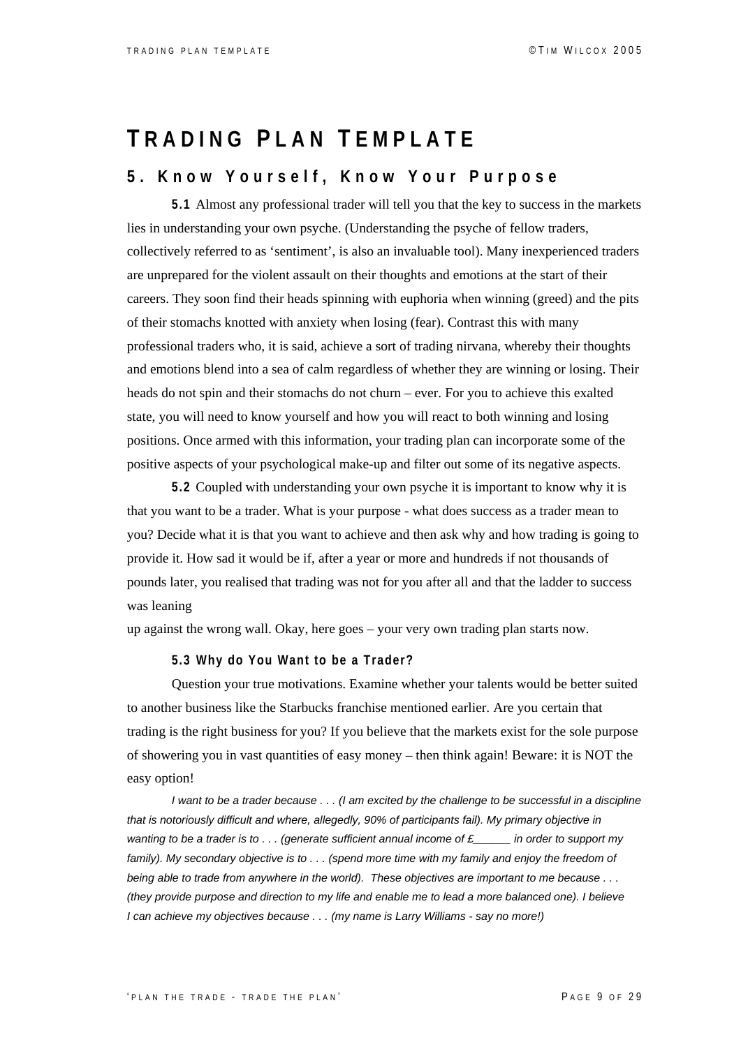# TRADING PLAN TEMPLATE

## 5. Know Yourself, Know Your Purpose

**5.1** Almost any professional trader will tell you that the key to success in the markets lies in understanding your own psyche. (Understanding the psyche of fellow traders, collectively referred to as 'sentiment', is also an invaluable tool). Many inexperienced traders are unprepared for the violent assault on their thoughts and emotions at the start of their careers. They soon find their heads spinning with euphoria when winning (greed) and the pits of their stomachs knotted with anxiety when losing (fear). Contrast this with many professional traders who, it is said, achieve a sort of trading nirvana, whereby their thoughts and emotions blend into a sea of calm regardless of whether they are winning or losing. Their heads do not spin and their stomachs do not churn – ever. For you to achieve this exalted state, you will need to know yourself and how you will react to both winning and losing positions. Once armed with this information, your trading plan can incorporate some of the positive aspects of your psychological make-up and filter out some of its negative aspects.

**5.2** Coupled with understanding your own psyche it is important to know why it is that you want to be a trader. What is your purpose - what does success as a trader mean to you? Decide what it is that you want to achieve and then ask why and how trading is going to provide it. How sad it would be if, after a year or more and hundreds if not thousands of pounds later, you realised that trading was not for you after all and that the ladder to success was leaning up against the wrong wall. Okay, here goes – your very own trading plan starts now.

### 5.3 Why do You Want to be a Trader?

Question your true motivations. Examine whether your talents would be better suited to another business like the Starbucks franchise mentioned earlier. Are you certain that trading is the right business for you? If you believe that the markets exist for the sole purpose of showering you in vast quantities of easy money – then think again! Beware: it is NOT the easy option!

*I want to be a trader because . . . (I am excited by the challenge to be successful in a discipline that is notoriously difficult and where, allegedly, 90% of participants fail). My primary objective in wanting to be a trader is to . . . (generate sufficient annual income of £______ in order to support my family). My secondary objective is to . . . (spend more time with my family and enjoy the freedom of being able to trade from anywhere in the world). These objectives are important to me because . . . (they provide purpose and direction to my life and enable me to lead a more balanced one). I believe I can achieve my objectives because . . . (my name is Larry Williams - say no more!)*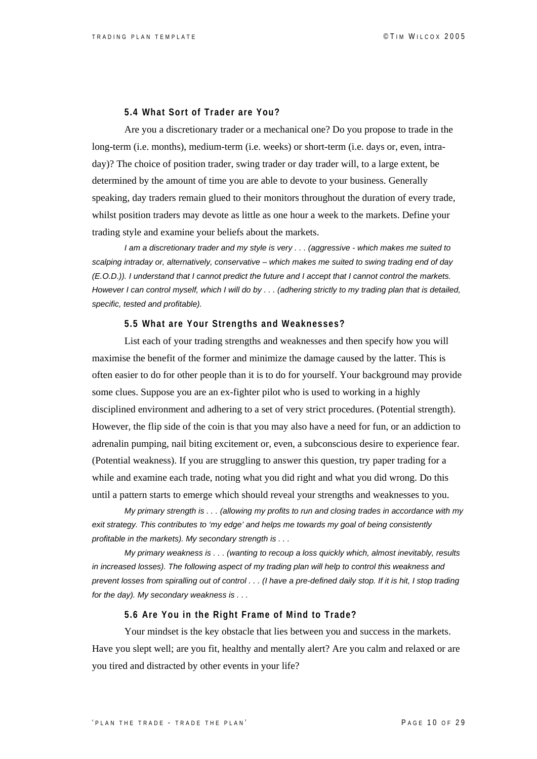### 5.4 What Sort of Trader are You?

Are you a discretionary trader or a mechanical one? Do you propose to trade in the long-term (i.e. months), medium-term (i.e. weeks) or short-term (i.e. days or, even, intra-day)? The choice of position trader, swing trader or day trader will, to a large extent, be determined by the amount of time you are able to devote to your business. Generally speaking, day traders remain glued to their monitors throughout the duration of every trade, whilst position traders may devote as little as one hour a week to the markets. Define your trading style and examine your beliefs about the markets.

*I am a discretionary trader and my style is very . . . (aggressive - which makes me suited to scalping intraday or, alternatively, conservative – which makes me suited to swing trading end of day (E.O.D.)). I understand that I cannot predict the future and I accept that I cannot control the markets. However I can control myself, which I will do by . . . (adhering strictly to my trading plan that is detailed, specific, tested and profitable).*

### 5.5 What are Your Strengths and Weaknesses?

List each of your trading strengths and weaknesses and then specify how you will maximise the benefit of the former and minimize the damage caused by the latter. This is often easier to do for other people than it is to do for yourself. Your background may provide some clues. Suppose you are an ex-fighter pilot who is used to working in a highly disciplined environment and adhering to a set of very strict procedures. (Potential strength). However, the flip side of the coin is that you may also have a need for fun, or an addiction to adrenalin pumping, nail biting excitement or, even, a subconscious desire to experience fear. (Potential weakness). If you are struggling to answer this question, try paper trading for a while and examine each trade, noting what you did right and what you did wrong. Do this until a pattern starts to emerge which should reveal your strengths and weaknesses to you.

*My primary strength is . . . (allowing my profits to run and closing trades in accordance with my exit strategy. This contributes to 'my edge' and helps me towards my goal of being consistently profitable in the markets). My secondary strength is . . .*

*My primary weakness is . . . (wanting to recoup a loss quickly which, almost inevitably, results in increased losses). The following aspect of my trading plan will help to control this weakness and prevent losses from spiralling out of control . . . (I have a pre-defined daily stop. If it is hit, I stop trading for the day). My secondary weakness is . . .*

### 5.6 Are You in the Right Frame of Mind to Trade?

Your mindset is the key obstacle that lies between you and success in the markets. Have you slept well; are you fit, healthy and mentally alert? Are you calm and relaxed or are you tired and distracted by other events in your life?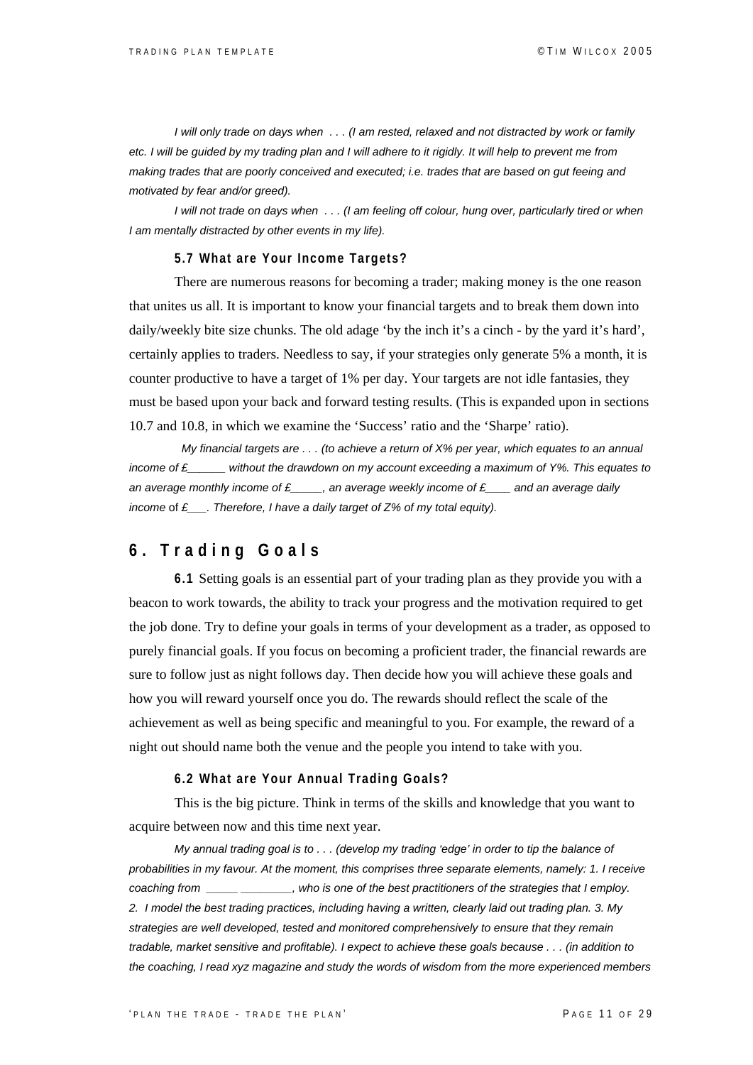*I will only trade on days when . . . (I am rested, relaxed and not distracted by work or family etc. I will be guided by my trading plan and I will adhere to it rigidly. It will help to prevent me from making trades that are poorly conceived and executed; i.e. trades that are based on gut feeing and motivated by fear and/or greed).*

*I will not trade on days when . . . (I am feeling off colour, hung over, particularly tired or when I am mentally distracted by other events in my life).*

### 5.7 What are Your Income Targets?

There are numerous reasons for becoming a trader; making money is the one reason that unites us all. It is important to know your financial targets and to break them down into daily/weekly bite size chunks. The old adage 'by the inch it's a cinch - by the yard it's hard', certainly applies to traders. Needless to say, if your strategies only generate 5% a month, it is counter productive to have a target of 1% per day. Your targets are not idle fantasies, they must be based upon your back and forward testing results. (This is expanded upon in sections 10.7 and 10.8, in which we examine the 'Success' ratio and the 'Sharpe' ratio).

*My financial targets are . . . (to achieve a return of X% per year, which equates to an annual income of £______ without the drawdown on my account exceeding a maximum of Y%. This equates to an average monthly income of £_____, an average weekly income of £____ and an average daily income of £___. Therefore, I have a daily target of Z% of my total equity).*

## 6. Trading Goals

**6.1** Setting goals is an essential part of your trading plan as they provide you with a beacon to work towards, the ability to track your progress and the motivation required to get the job done. Try to define your goals in terms of your development as a trader, as opposed to purely financial goals. If you focus on becoming a proficient trader, the financial rewards are sure to follow just as night follows day. Then decide how you will achieve these goals and how you will reward yourself once you do. The rewards should reflect the scale of the achievement as well as being specific and meaningful to you. For example, the reward of a night out should name both the venue and the people you intend to take with you.

### 6.2 What are Your Annual Trading Goals?

This is the big picture. Think in terms of the skills and knowledge that you want to acquire between now and this time next year.

*My annual trading goal is to . . . (develop my trading 'edge' in order to tip the balance of probabilities in my favour. At the moment, this comprises three separate elements, namely: 1. I receive coaching from _____ ________, who is one of the best practitioners of the strategies that I employ. 2. I model the best trading practices, including having a written, clearly laid out trading plan. 3. My strategies are well developed, tested and monitored comprehensively to ensure that they remain tradable, market sensitive and profitable). I expect to achieve these goals because . . . (in addition to the coaching, I read xyz magazine and study the words of wisdom from the more experienced members*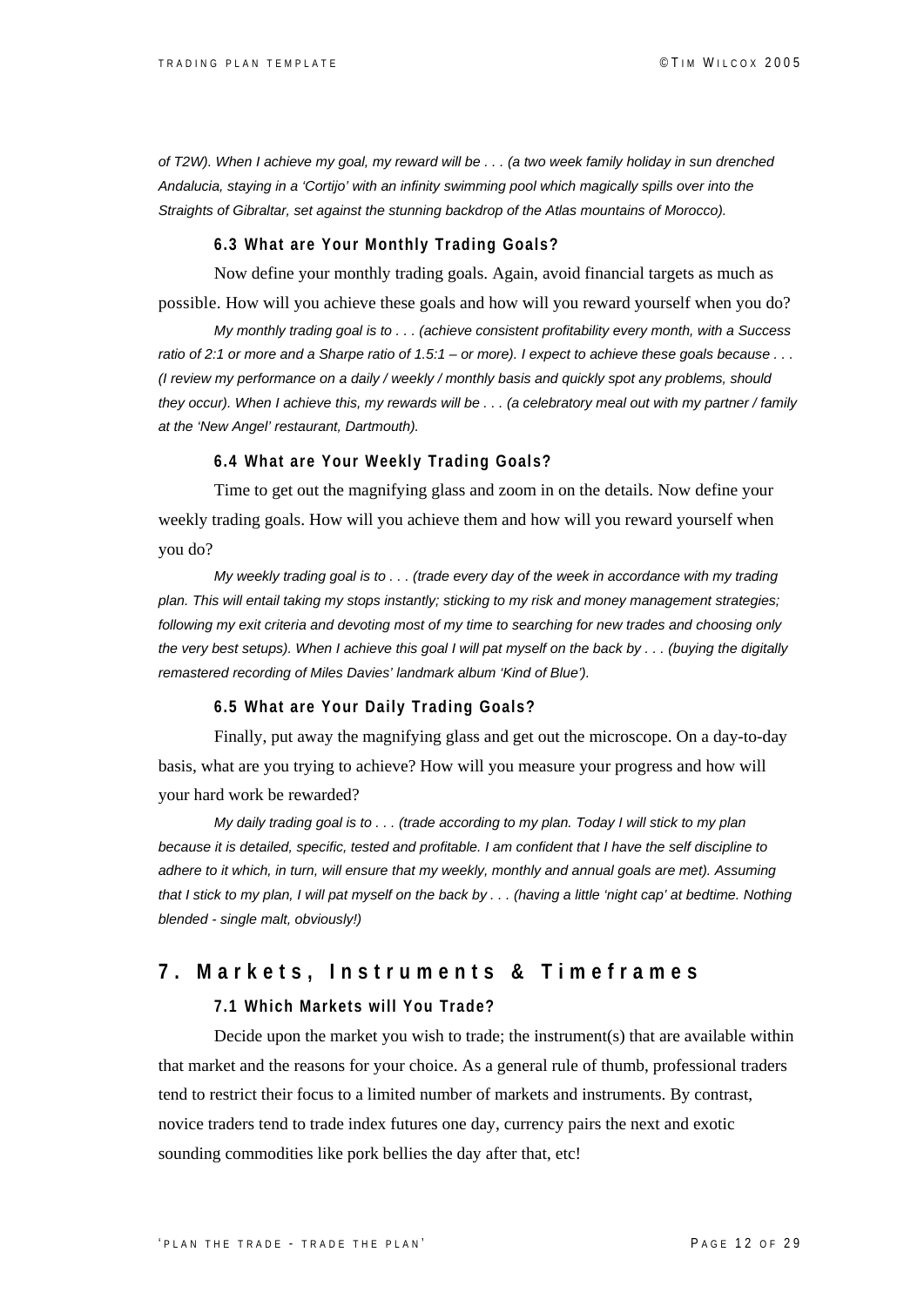*of T2W). When I achieve my goal, my reward will be . . . (a two week family holiday in sun drenched Andalucia, staying in a 'Cortijo' with an infinity swimming pool which magically spills over into the Straights of Gibraltar, set against the stunning backdrop of the Atlas mountains of Morocco).*

### 6.3 What are Your Monthly Trading Goals?

Now define your monthly trading goals. Again, avoid financial targets as much as possible. How will you achieve these goals and how will you reward yourself when you do?

*My monthly trading goal is to . . . (achieve consistent profitability every month, with a Success ratio of 2:1 or more and a Sharpe ratio of 1.5:1 – or more). I expect to achieve these goals because . . . (I review my performance on a daily / weekly / monthly basis and quickly spot any problems, should they occur). When I achieve this, my rewards will be . . . (a celebratory meal out with my partner / family at the 'New Angel' restaurant, Dartmouth).*

### 6.4 What are Your Weekly Trading Goals?

Time to get out the magnifying glass and zoom in on the details. Now define your weekly trading goals. How will you achieve them and how will you reward yourself when you do?

*My weekly trading goal is to . . . (trade every day of the week in accordance with my trading plan. This will entail taking my stops instantly; sticking to my risk and money management strategies; following my exit criteria and devoting most of my time to searching for new trades and choosing only the very best setups). When I achieve this goal I will pat myself on the back by . . . (buying the digitally remastered recording of Miles Davies' landmark album 'Kind of Blue').*

### 6.5 What are Your Daily Trading Goals?

Finally, put away the magnifying glass and get out the microscope. On a day-to-day basis, what are you trying to achieve? How will you measure your progress and how will your hard work be rewarded?

*My daily trading goal is to . . . (trade according to my plan. Today I will stick to my plan because it is detailed, specific, tested and profitable. I am confident that I have the self discipline to adhere to it which, in turn, will ensure that my weekly, monthly and annual goals are met). Assuming that I stick to my plan, I will pat myself on the back by . . . (having a little 'night cap' at bedtime. Nothing blended - single malt, obviously!)*

## 7. Markets, Instruments & Timeframes

### 7.1 Which Markets will You Trade?

Decide upon the market you wish to trade; the instrument(s) that are available within that market and the reasons for your choice. As a general rule of thumb, professional traders tend to restrict their focus to a limited number of markets and instruments. By contrast, novice traders tend to trade index futures one day, currency pairs the next and exotic sounding commodities like pork bellies the day after that, etc!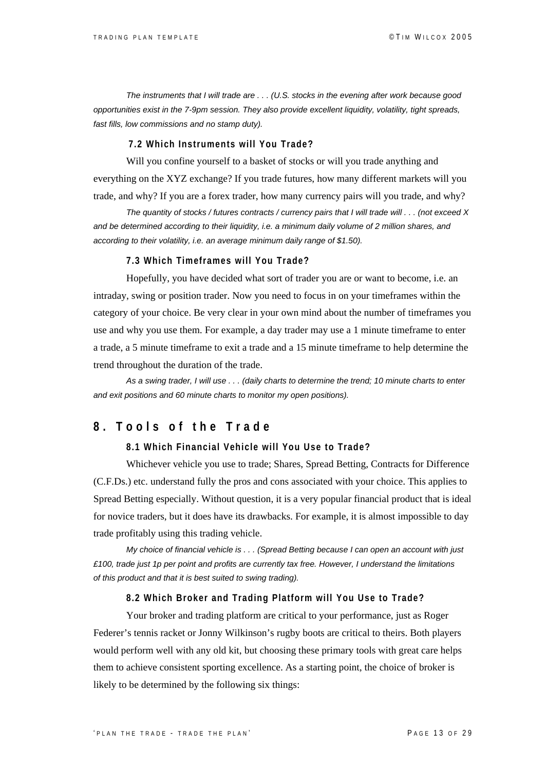*The instruments that I will trade are . . . (U.S. stocks in the evening after work because good opportunities exist in the 7-9pm session. They also provide excellent liquidity, volatility, tight spreads, fast fills, low commissions and no stamp duty).*

### 7.2 Which Instruments will You Trade?

Will you confine yourself to a basket of stocks or will you trade anything and everything on the XYZ exchange? If you trade futures, how many different markets will you trade, and why? If you are a forex trader, how many currency pairs will you trade, and why?

*The quantity of stocks / futures contracts / currency pairs that I will trade will . . . (not exceed X and be determined according to their liquidity, i.e. a minimum daily volume of 2 million shares, and according to their volatility, i.e. an average minimum daily range of $1.50).*

### 7.3 Which Timeframes will You Trade?

Hopefully, you have decided what sort of trader you are or want to become, i.e. an intraday, swing or position trader. Now you need to focus in on your timeframes within the category of your choice. Be very clear in your own mind about the number of timeframes you use and why you use them. For example, a day trader may use a 1 minute timeframe to enter a trade, a 5 minute timeframe to exit a trade and a 15 minute timeframe to help determine the trend throughout the duration of the trade.

*As a swing trader, I will use . . . (daily charts to determine the trend; 10 minute charts to enter and exit positions and 60 minute charts to monitor my open positions).*

## 8. Tools of the Trade

### 8.1 Which Financial Vehicle will You Use to Trade?

Whichever vehicle you use to trade; Shares, Spread Betting, Contracts for Difference (C.F.Ds.) etc. understand fully the pros and cons associated with your choice. This applies to Spread Betting especially. Without question, it is a very popular financial product that is ideal for novice traders, but it does have its drawbacks. For example, it is almost impossible to day trade profitably using this trading vehicle.

*My choice of financial vehicle is . . . (Spread Betting because I can open an account with just £100, trade just 1p per point and profits are currently tax free. However, I understand the limitations of this product and that it is best suited to swing trading).*

### 8.2 Which Broker and Trading Platform will You Use to Trade?

Your broker and trading platform are critical to your performance, just as Roger Federer's tennis racket or Jonny Wilkinson's rugby boots are critical to theirs. Both players would perform well with any old kit, but choosing these primary tools with great care helps them to achieve consistent sporting excellence. As a starting point, the choice of broker is likely to be determined by the following six things: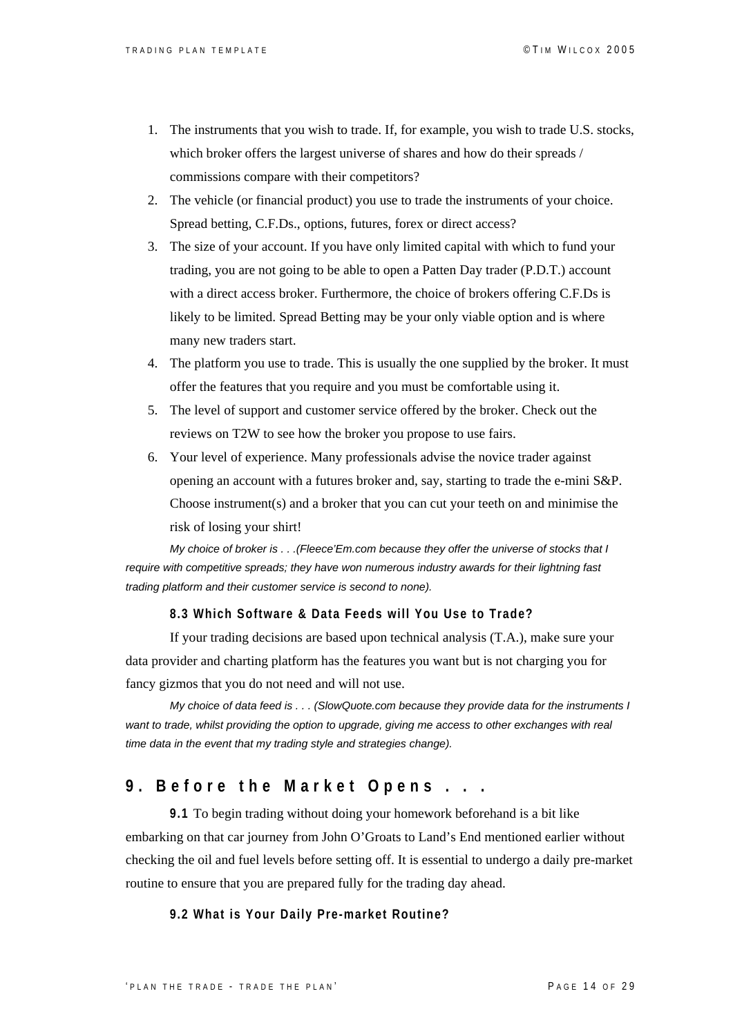1. The instruments that you wish to trade. If, for example, you wish to trade U.S. stocks, which broker offers the largest universe of shares and how do their spreads / commissions compare with their competitors?
2. The vehicle (or financial product) you use to trade the instruments of your choice. Spread betting, C.F.Ds., options, futures, forex or direct access?
3. The size of your account. If you have only limited capital with which to fund your trading, you are not going to be able to open a Patten Day trader (P.D.T.) account with a direct access broker. Furthermore, the choice of brokers offering C.F.Ds is likely to be limited. Spread Betting may be your only viable option and is where many new traders start.
4. The platform you use to trade. This is usually the one supplied by the broker. It must offer the features that you require and you must be comfortable using it.
5. The level of support and customer service offered by the broker. Check out the reviews on T2W to see how the broker you propose to use fairs.
6. Your level of experience. Many professionals advise the novice trader against opening an account with a futures broker and, say, starting to trade the e-mini S&P. Choose instrument(s) and a broker that you can cut your teeth on and minimise the risk of losing your shirt!

*My choice of broker is . . .(Fleece'Em.com because they offer the universe of stocks that I require with competitive spreads; they have won numerous industry awards for their lightning fast trading platform and their customer service is second to none).*

### 8.3 Which Software & Data Feeds will You Use to Trade?

If your trading decisions are based upon technical analysis (T.A.), make sure your data provider and charting platform has the features you want but is not charging you for fancy gizmos that you do not need and will not use.

*My choice of data feed is . . . (SlowQuote.com because they provide data for the instruments I want to trade, whilst providing the option to upgrade, giving me access to other exchanges with real time data in the event that my trading style and strategies change).*

## 9. Before the Market Opens . . .

**9.1** To begin trading without doing your homework beforehand is a bit like embarking on that car journey from John O'Groats to Land's End mentioned earlier without checking the oil and fuel levels before setting off. It is essential to undergo a daily pre-market routine to ensure that you are prepared fully for the trading day ahead.

### 9.2 What is Your Daily Pre-market Routine?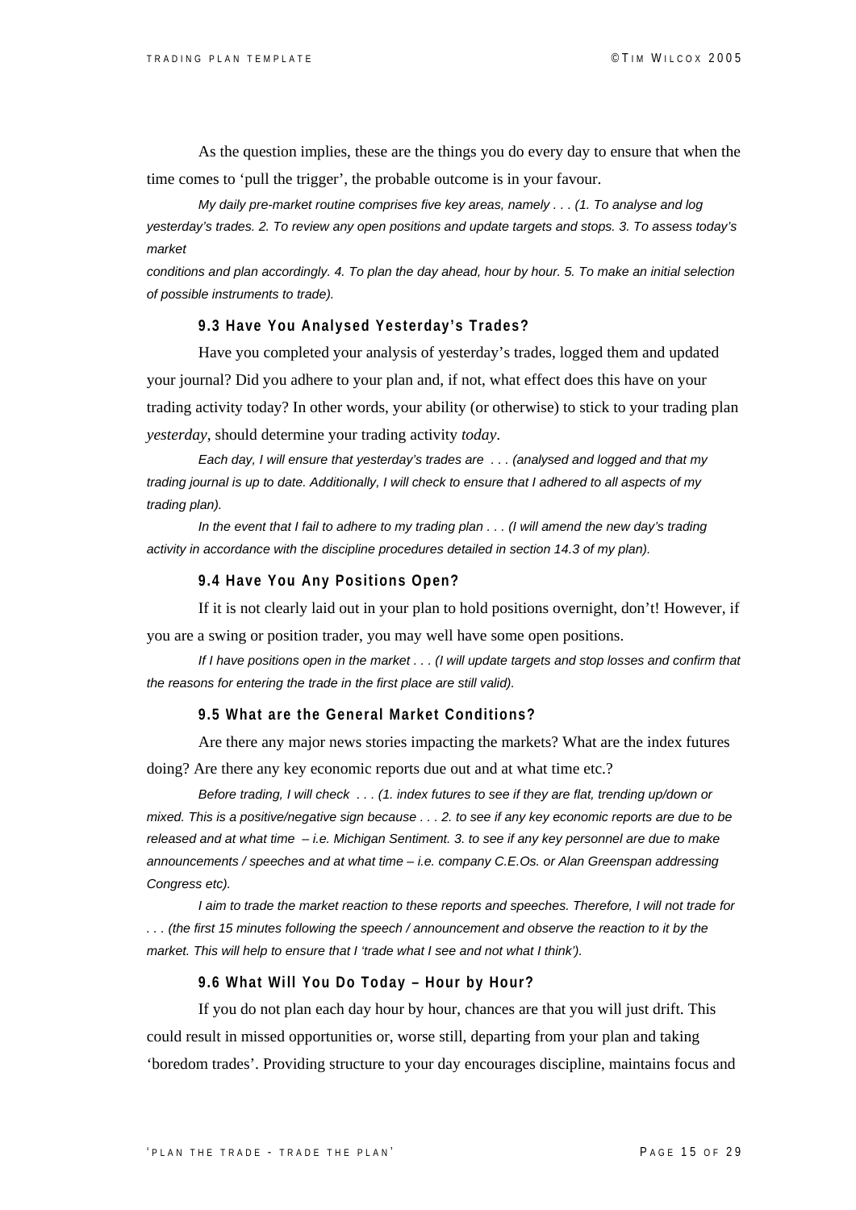As the question implies, these are the things you do every day to ensure that when the time comes to 'pull the trigger', the probable outcome is in your favour.

*My daily pre-market routine comprises five key areas, namely . . . (1. To analyse and log yesterday's trades. 2. To review any open positions and update targets and stops. 3. To assess today's market conditions and plan accordingly. 4. To plan the day ahead, hour by hour. 5. To make an initial selection of possible instruments to trade).*

### 9.3 Have You Analysed Yesterday's Trades?

Have you completed your analysis of yesterday's trades, logged them and updated your journal? Did you adhere to your plan and, if not, what effect does this have on your trading activity today? In other words, your ability (or otherwise) to stick to your trading plan *yesterday*, should determine your trading activity *today*.

*Each day, I will ensure that yesterday's trades are . . . (analysed and logged and that my trading journal is up to date. Additionally, I will check to ensure that I adhered to all aspects of my trading plan).*

*In the event that I fail to adhere to my trading plan . . . (I will amend the new day's trading activity in accordance with the discipline procedures detailed in section 14.3 of my plan).*

### 9.4 Have You Any Positions Open?

If it is not clearly laid out in your plan to hold positions overnight, don't! However, if you are a swing or position trader, you may well have some open positions.

*If I have positions open in the market . . . (I will update targets and stop losses and confirm that the reasons for entering the trade in the first place are still valid).*

### 9.5 What are the General Market Conditions?

Are there any major news stories impacting the markets? What are the index futures doing? Are there any key economic reports due out and at what time etc.?

*Before trading, I will check . . . (1. index futures to see if they are flat, trending up/down or mixed. This is a positive/negative sign because . . . 2. to see if any key economic reports are due to be released and at what time – i.e. Michigan Sentiment. 3. to see if any key personnel are due to make announcements / speeches and at what time – i.e. company C.E.Os. or Alan Greenspan addressing Congress etc).*

*I aim to trade the market reaction to these reports and speeches. Therefore, I will not trade for . . . (the first 15 minutes following the speech / announcement and observe the reaction to it by the market. This will help to ensure that I 'trade what I see and not what I think').*

### 9.6 What Will You Do Today – Hour by Hour?

If you do not plan each day hour by hour, chances are that you will just drift. This could result in missed opportunities or, worse still, departing from your plan and taking 'boredom trades'. Providing structure to your day encourages discipline, maintains focus and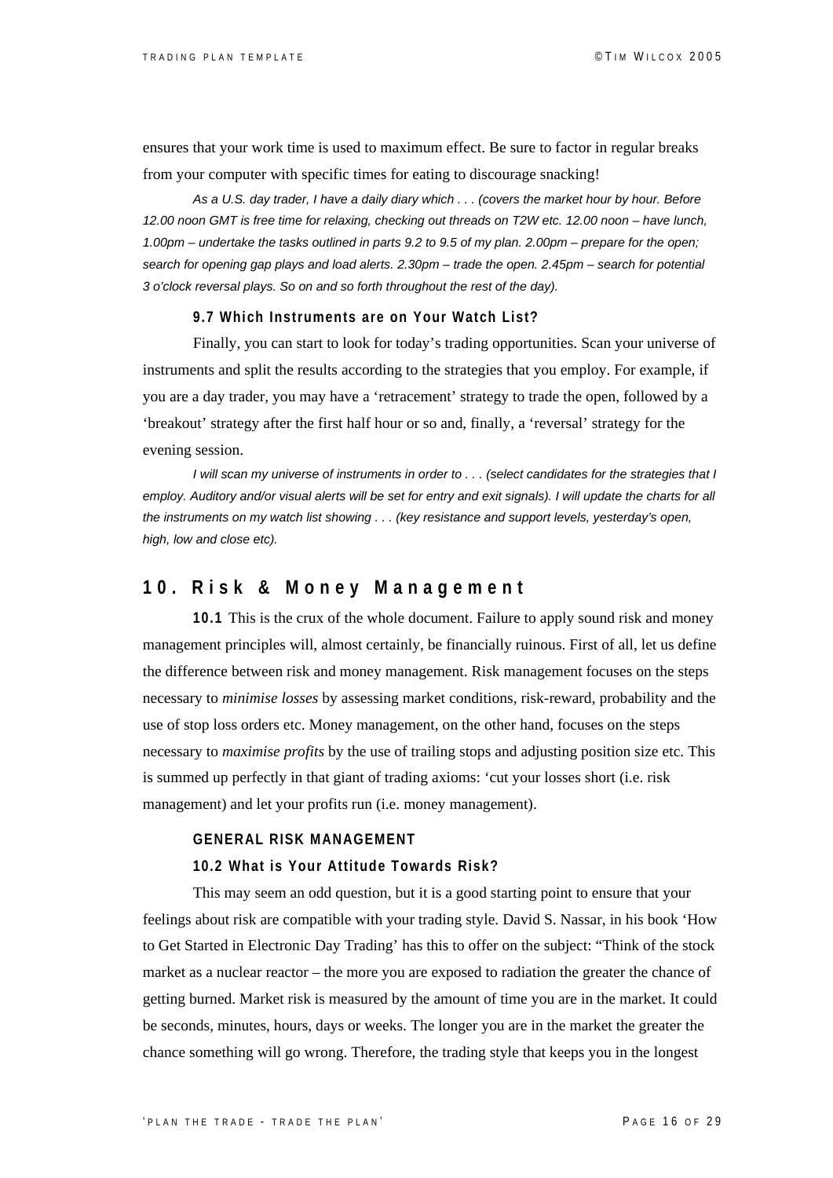ensures that your work time is used to maximum effect. Be sure to factor in regular breaks from your computer with specific times for eating to discourage snacking!

*As a U.S. day trader, I have a daily diary which . . . (covers the market hour by hour. Before 12.00 noon GMT is free time for relaxing, checking out threads on T2W etc. 12.00 noon – have lunch, 1.00pm – undertake the tasks outlined in parts 9.2 to 9.5 of my plan. 2.00pm – prepare for the open; search for opening gap plays and load alerts. 2.30pm – trade the open. 2.45pm – search for potential 3 o'clock reversal plays. So on and so forth throughout the rest of the day).*

#### 9.7 Which Instruments are on Your Watch List?

Finally, you can start to look for today's trading opportunities. Scan your universe of instruments and split the results according to the strategies that you employ. For example, if you are a day trader, you may have a 'retracement' strategy to trade the open, followed by a 'breakout' strategy after the first half hour or so and, finally, a 'reversal' strategy for the evening session.

*I will scan my universe of instruments in order to . . . (select candidates for the strategies that I employ. Auditory and/or visual alerts will be set for entry and exit signals). I will update the charts for all the instruments on my watch list showing . . . (key resistance and support levels, yesterday's open, high, low and close etc).*

## 10. Risk & Money Management

**10.1** This is the crux of the whole document. Failure to apply sound risk and money management principles will, almost certainly, be financially ruinous. First of all, let us define the difference between risk and money management. Risk management focuses on the steps necessary to *minimise losses* by assessing market conditions, risk-reward, probability and the use of stop loss orders etc. Money management, on the other hand, focuses on the steps necessary to *maximise profits* by the use of trailing stops and adjusting position size etc. This is summed up perfectly in that giant of trading axioms: 'cut your losses short (i.e. risk management) and let your profits run (i.e. money management).

#### GENERAL RISK MANAGEMENT

#### 10.2 What is Your Attitude Towards Risk?

This may seem an odd question, but it is a good starting point to ensure that your feelings about risk are compatible with your trading style. David S. Nassar, in his book 'How to Get Started in Electronic Day Trading' has this to offer on the subject: "Think of the stock market as a nuclear reactor – the more you are exposed to radiation the greater the chance of getting burned. Market risk is measured by the amount of time you are in the market. It could be seconds, minutes, hours, days or weeks. The longer you are in the market the greater the chance something will go wrong. Therefore, the trading style that keeps you in the longest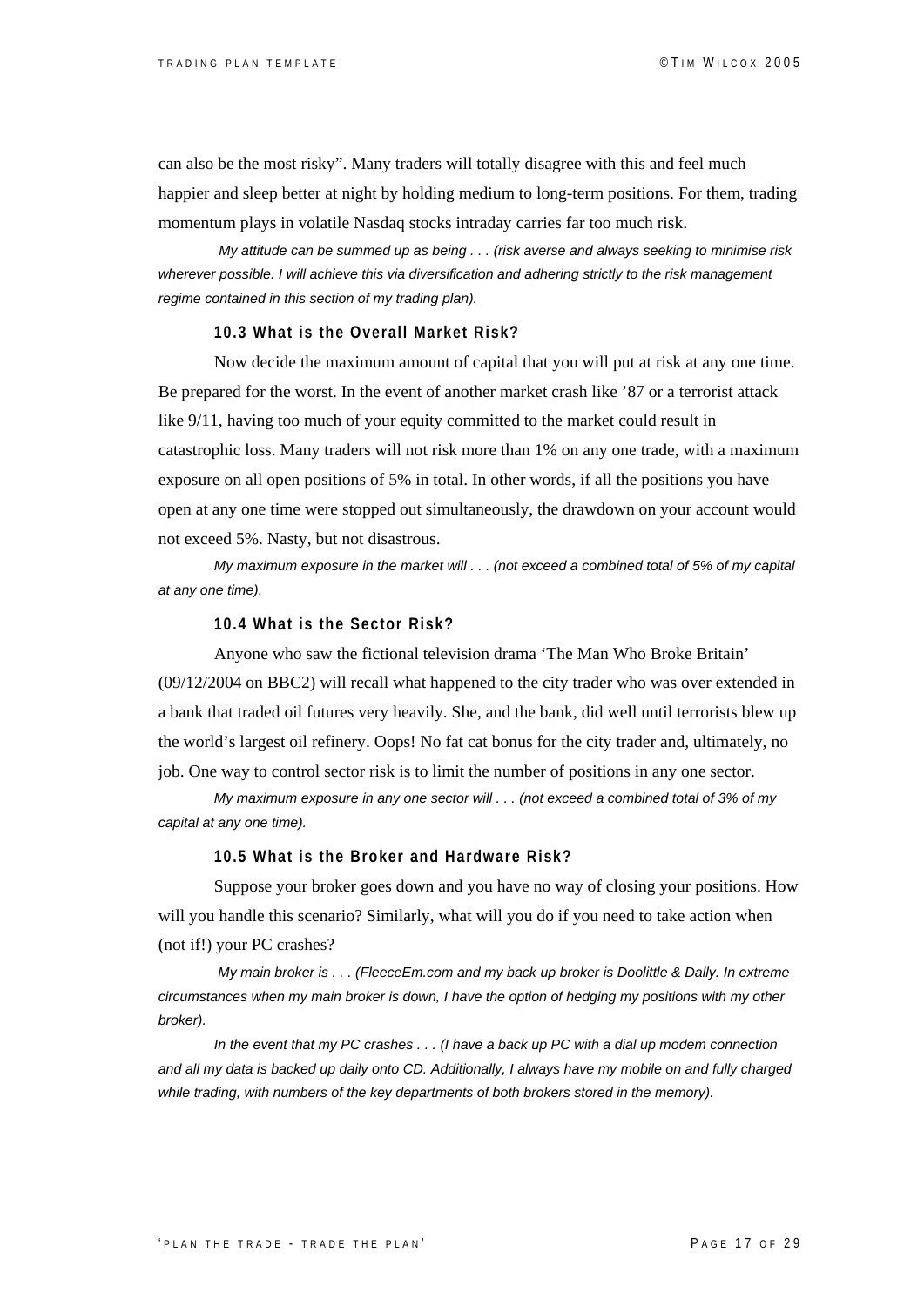can also be the most risky". Many traders will totally disagree with this and feel much happier and sleep better at night by holding medium to long-term positions. For them, trading momentum plays in volatile Nasdaq stocks intraday carries far too much risk.

*My attitude can be summed up as being . . . (risk averse and always seeking to minimise risk wherever possible. I will achieve this via diversification and adhering strictly to the risk management regime contained in this section of my trading plan).*

### 10.3 What is the Overall Market Risk?

Now decide the maximum amount of capital that you will put at risk at any one time. Be prepared for the worst. In the event of another market crash like '87 or a terrorist attack like 9/11, having too much of your equity committed to the market could result in catastrophic loss. Many traders will not risk more than 1% on any one trade, with a maximum exposure on all open positions of 5% in total. In other words, if all the positions you have open at any one time were stopped out simultaneously, the drawdown on your account would not exceed 5%. Nasty, but not disastrous.

*My maximum exposure in the market will . . . (not exceed a combined total of 5% of my capital at any one time).*

### 10.4 What is the Sector Risk?

Anyone who saw the fictional television drama 'The Man Who Broke Britain' (09/12/2004 on BBC2) will recall what happened to the city trader who was over extended in a bank that traded oil futures very heavily. She, and the bank, did well until terrorists blew up the world's largest oil refinery. Oops! No fat cat bonus for the city trader and, ultimately, no job. One way to control sector risk is to limit the number of positions in any one sector.

*My maximum exposure in any one sector will . . . (not exceed a combined total of 3% of my capital at any one time).*

### 10.5 What is the Broker and Hardware Risk?

Suppose your broker goes down and you have no way of closing your positions. How will you handle this scenario? Similarly, what will you do if you need to take action when (not if!) your PC crashes?

*My main broker is . . . (FleeceEm.com and my back up broker is Doolittle & Dally. In extreme circumstances when my main broker is down, I have the option of hedging my positions with my other broker).*

*In the event that my PC crashes . . . (I have a back up PC with a dial up modem connection and all my data is backed up daily onto CD. Additionally, I always have my mobile on and fully charged while trading, with numbers of the key departments of both brokers stored in the memory).*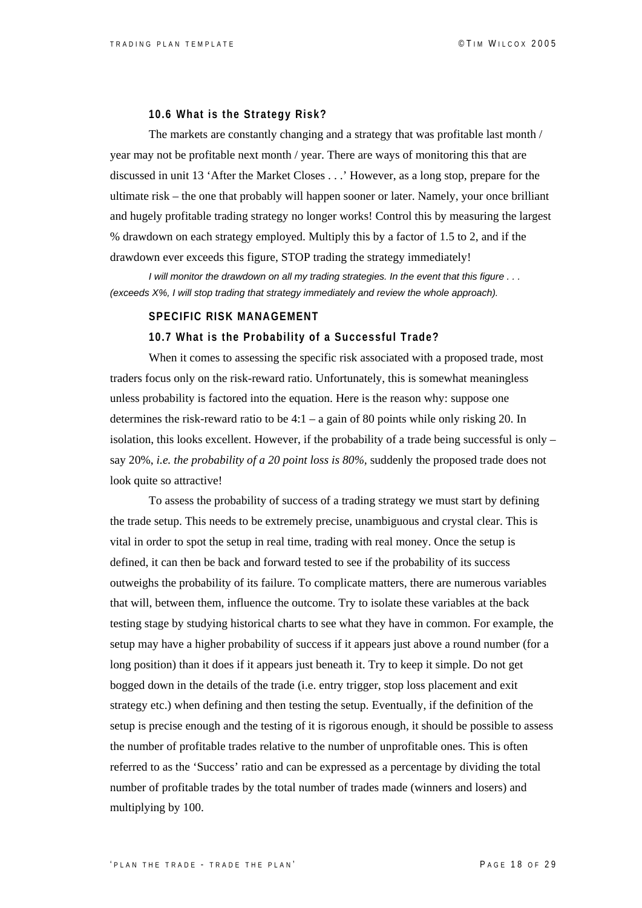### 10.6 What is the Strategy Risk?

The markets are constantly changing and a strategy that was profitable last month / year may not be profitable next month / year. There are ways of monitoring this that are discussed in unit 13 'After the Market Closes . . .' However, as a long stop, prepare for the ultimate risk – the one that probably will happen sooner or later. Namely, your once brilliant and hugely profitable trading strategy no longer works! Control this by measuring the largest % drawdown on each strategy employed. Multiply this by a factor of 1.5 to 2, and if the drawdown ever exceeds this figure, STOP trading the strategy immediately!

*I will monitor the drawdown on all my trading strategies. In the event that this figure . . . (exceeds X%, I will stop trading that strategy immediately and review the whole approach).*

### SPECIFIC RISK MANAGEMENT

### 10.7 What is the Probability of a Successful Trade?

When it comes to assessing the specific risk associated with a proposed trade, most traders focus only on the risk-reward ratio. Unfortunately, this is somewhat meaningless unless probability is factored into the equation. Here is the reason why: suppose one determines the risk-reward ratio to be 4:1 – a gain of 80 points while only risking 20. In isolation, this looks excellent. However, if the probability of a trade being successful is only – say 20%, *i.e. the probability of a 20 point loss is 80%*, suddenly the proposed trade does not look quite so attractive!

To assess the probability of success of a trading strategy we must start by defining the trade setup. This needs to be extremely precise, unambiguous and crystal clear. This is vital in order to spot the setup in real time, trading with real money. Once the setup is defined, it can then be back and forward tested to see if the probability of its success outweighs the probability of its failure. To complicate matters, there are numerous variables that will, between them, influence the outcome. Try to isolate these variables at the back testing stage by studying historical charts to see what they have in common. For example, the setup may have a higher probability of success if it appears just above a round number (for a long position) than it does if it appears just beneath it. Try to keep it simple. Do not get bogged down in the details of the trade (i.e. entry trigger, stop loss placement and exit strategy etc.) when defining and then testing the setup. Eventually, if the definition of the setup is precise enough and the testing of it is rigorous enough, it should be possible to assess the number of profitable trades relative to the number of unprofitable ones. This is often referred to as the 'Success' ratio and can be expressed as a percentage by dividing the total number of profitable trades by the total number of trades made (winners and losers) and multiplying by 100.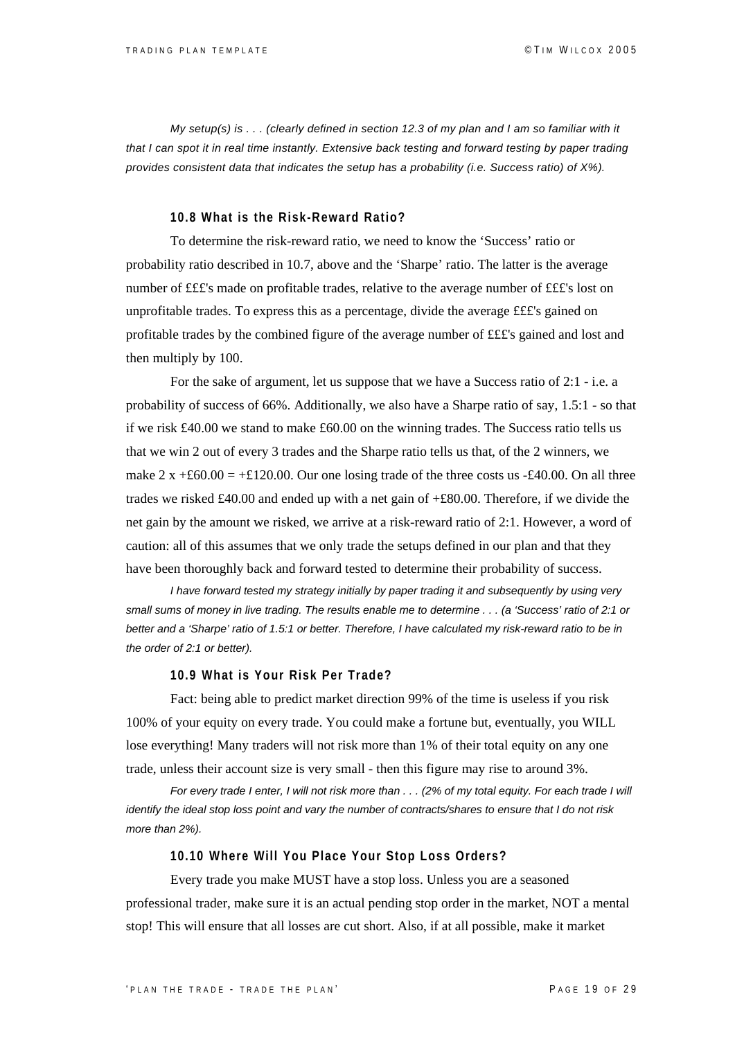*My setup(s) is . . . (clearly defined in section 12.3 of my plan and I am so familiar with it that I can spot it in real time instantly. Extensive back testing and forward testing by paper trading provides consistent data that indicates the setup has a probability (i.e. Success ratio) of X%).*

### 10.8 What is the Risk-Reward Ratio?

To determine the risk-reward ratio, we need to know the 'Success' ratio or probability ratio described in 10.7, above and the 'Sharpe' ratio. The latter is the average number of £££'s made on profitable trades, relative to the average number of £££'s lost on unprofitable trades. To express this as a percentage, divide the average £££'s gained on profitable trades by the combined figure of the average number of £££'s gained and lost and then multiply by 100.

For the sake of argument, let us suppose that we have a Success ratio of 2:1 - i.e. a probability of success of 66%. Additionally, we also have a Sharpe ratio of say, 1.5:1 - so that if we risk £40.00 we stand to make £60.00 on the winning trades. The Success ratio tells us that we win 2 out of every 3 trades and the Sharpe ratio tells us that, of the 2 winners, we make 2 x +£60.00 = +£120.00. Our one losing trade of the three costs us -£40.00. On all three trades we risked £40.00 and ended up with a net gain of +£80.00. Therefore, if we divide the net gain by the amount we risked, we arrive at a risk-reward ratio of 2:1. However, a word of caution: all of this assumes that we only trade the setups defined in our plan and that they have been thoroughly back and forward tested to determine their probability of success.

*I have forward tested my strategy initially by paper trading it and subsequently by using very small sums of money in live trading. The results enable me to determine . . . (a 'Success' ratio of 2:1 or better and a 'Sharpe' ratio of 1.5:1 or better. Therefore, I have calculated my risk-reward ratio to be in the order of 2:1 or better).*

### 10.9 What is Your Risk Per Trade?

Fact: being able to predict market direction 99% of the time is useless if you risk 100% of your equity on every trade. You could make a fortune but, eventually, you WILL lose everything! Many traders will not risk more than 1% of their total equity on any one trade, unless their account size is very small - then this figure may rise to around 3%.

*For every trade I enter, I will not risk more than . . . (2% of my total equity. For each trade I will identify the ideal stop loss point and vary the number of contracts/shares to ensure that I do not risk more than 2%).*

### 10.10 Where Will You Place Your Stop Loss Orders?

Every trade you make MUST have a stop loss. Unless you are a seasoned professional trader, make sure it is an actual pending stop order in the market, NOT a mental stop! This will ensure that all losses are cut short. Also, if at all possible, make it market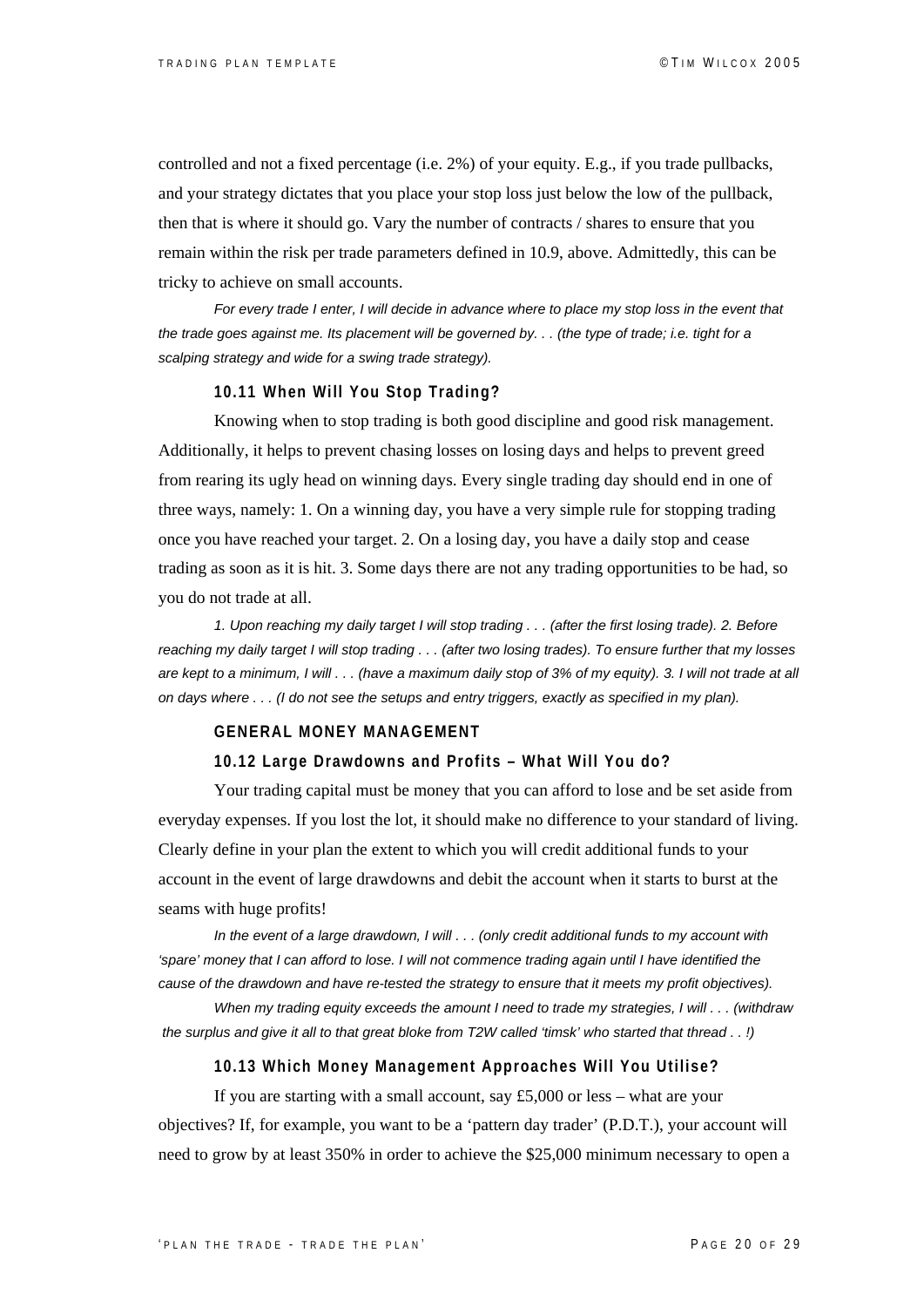controlled and not a fixed percentage (i.e. 2%) of your equity. E.g., if you trade pullbacks, and your strategy dictates that you place your stop loss just below the low of the pullback, then that is where it should go. Vary the number of contracts / shares to ensure that you remain within the risk per trade parameters defined in 10.9, above. Admittedly, this can be tricky to achieve on small accounts.

*For every trade I enter, I will decide in advance where to place my stop loss in the event that the trade goes against me. Its placement will be governed by. . . (the type of trade; i.e. tight for a scalping strategy and wide for a swing trade strategy).*

### 10.11 When Will You Stop Trading?

Knowing when to stop trading is both good discipline and good risk management. Additionally, it helps to prevent chasing losses on losing days and helps to prevent greed from rearing its ugly head on winning days. Every single trading day should end in one of three ways, namely: 1. On a winning day, you have a very simple rule for stopping trading once you have reached your target. 2. On a losing day, you have a daily stop and cease trading as soon as it is hit. 3. Some days there are not any trading opportunities to be had, so you do not trade at all.

*1. Upon reaching my daily target I will stop trading . . . (after the first losing trade). 2. Before reaching my daily target I will stop trading . . . (after two losing trades). To ensure further that my losses are kept to a minimum, I will . . . (have a maximum daily stop of 3% of my equity). 3. I will not trade at all on days where . . . (I do not see the setups and entry triggers, exactly as specified in my plan).*

### GENERAL MONEY MANAGEMENT

### 10.12 Large Drawdowns and Profits – What Will You do?

Your trading capital must be money that you can afford to lose and be set aside from everyday expenses. If you lost the lot, it should make no difference to your standard of living. Clearly define in your plan the extent to which you will credit additional funds to your account in the event of large drawdowns and debit the account when it starts to burst at the seams with huge profits!

*In the event of a large drawdown, I will . . . (only credit additional funds to my account with 'spare' money that I can afford to lose. I will not commence trading again until I have identified the cause of the drawdown and have re-tested the strategy to ensure that it meets my profit objectives).*

*When my trading equity exceeds the amount I need to trade my strategies, I will . . . (withdraw the surplus and give it all to that great bloke from T2W called 'timsk' who started that thread . . !)*

### 10.13 Which Money Management Approaches Will You Utilise?

If you are starting with a small account, say £5,000 or less – what are your objectives? If, for example, you want to be a 'pattern day trader' (P.D.T.), your account will need to grow by at least 350% in order to achieve the $25,000 minimum necessary to open a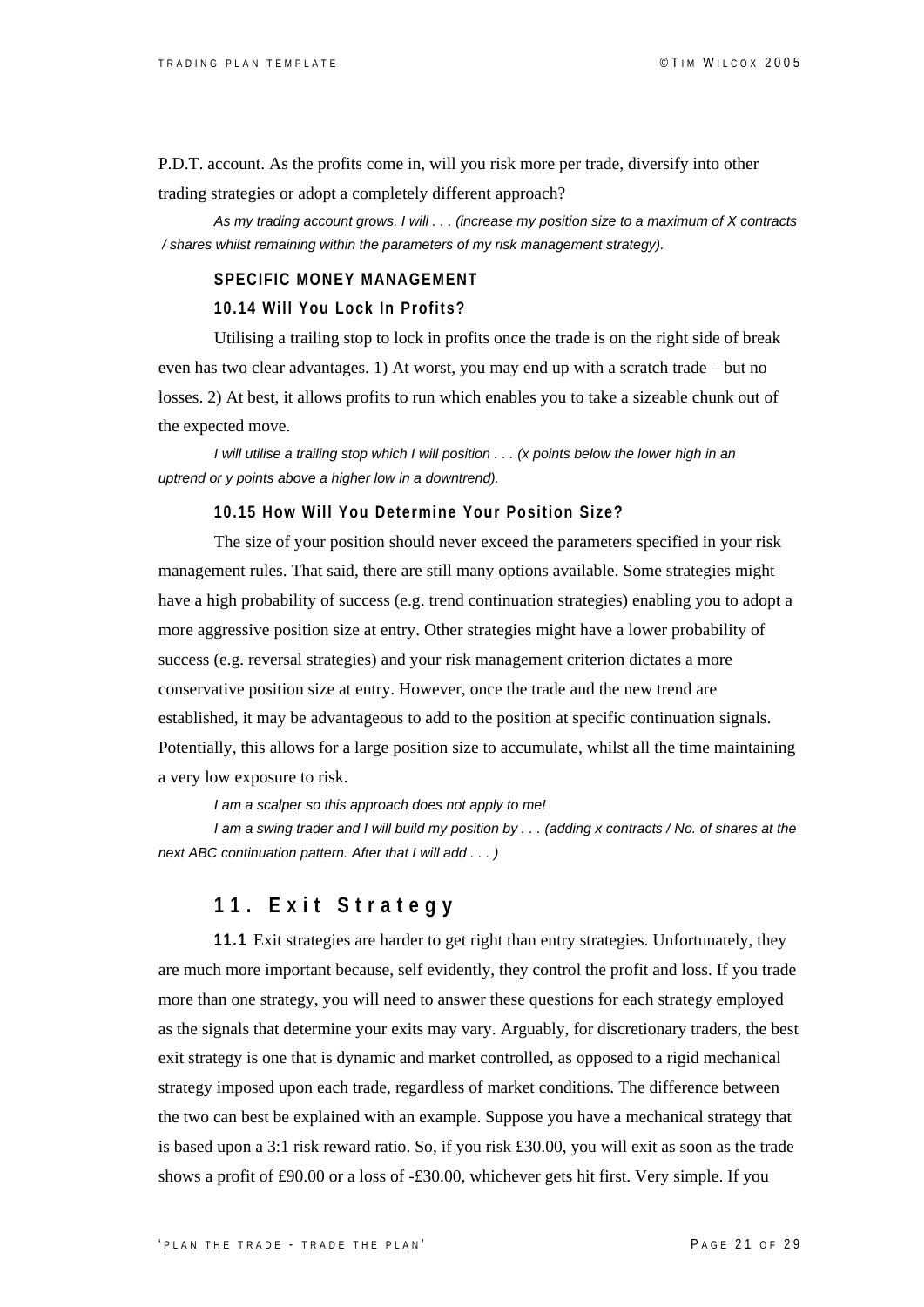P.D.T. account. As the profits come in, will you risk more per trade, diversify into other trading strategies or adopt a completely different approach?

*As my trading account grows, I will . . . (increase my position size to a maximum of X contracts / shares whilst remaining within the parameters of my risk management strategy).*

### SPECIFIC MONEY MANAGEMENT

#### 10.14 Will You Lock In Profits?

Utilising a trailing stop to lock in profits once the trade is on the right side of break even has two clear advantages. 1) At worst, you may end up with a scratch trade – but no losses. 2) At best, it allows profits to run which enables you to take a sizeable chunk out of the expected move.

*I will utilise a trailing stop which I will position . . . (x points below the lower high in an uptrend or y points above a higher low in a downtrend).*

#### 10.15 How Will You Determine Your Position Size?

The size of your position should never exceed the parameters specified in your risk management rules. That said, there are still many options available. Some strategies might have a high probability of success (e.g. trend continuation strategies) enabling you to adopt a more aggressive position size at entry. Other strategies might have a lower probability of success (e.g. reversal strategies) and your risk management criterion dictates a more conservative position size at entry. However, once the trade and the new trend are established, it may be advantageous to add to the position at specific continuation signals. Potentially, this allows for a large position size to accumulate, whilst all the time maintaining a very low exposure to risk.

*I am a scalper so this approach does not apply to me!*

*I am a swing trader and I will build my position by . . . (adding x contracts / No. of shares at the next ABC continuation pattern. After that I will add . . . )*

## 11. Exit Strategy

**11.1** Exit strategies are harder to get right than entry strategies. Unfortunately, they are much more important because, self evidently, they control the profit and loss. If you trade more than one strategy, you will need to answer these questions for each strategy employed as the signals that determine your exits may vary. Arguably, for discretionary traders, the best exit strategy is one that is dynamic and market controlled, as opposed to a rigid mechanical strategy imposed upon each trade, regardless of market conditions. The difference between the two can best be explained with an example. Suppose you have a mechanical strategy that is based upon a 3:1 risk reward ratio. So, if you risk £30.00, you will exit as soon as the trade shows a profit of £90.00 or a loss of -£30.00, whichever gets hit first. Very simple. If you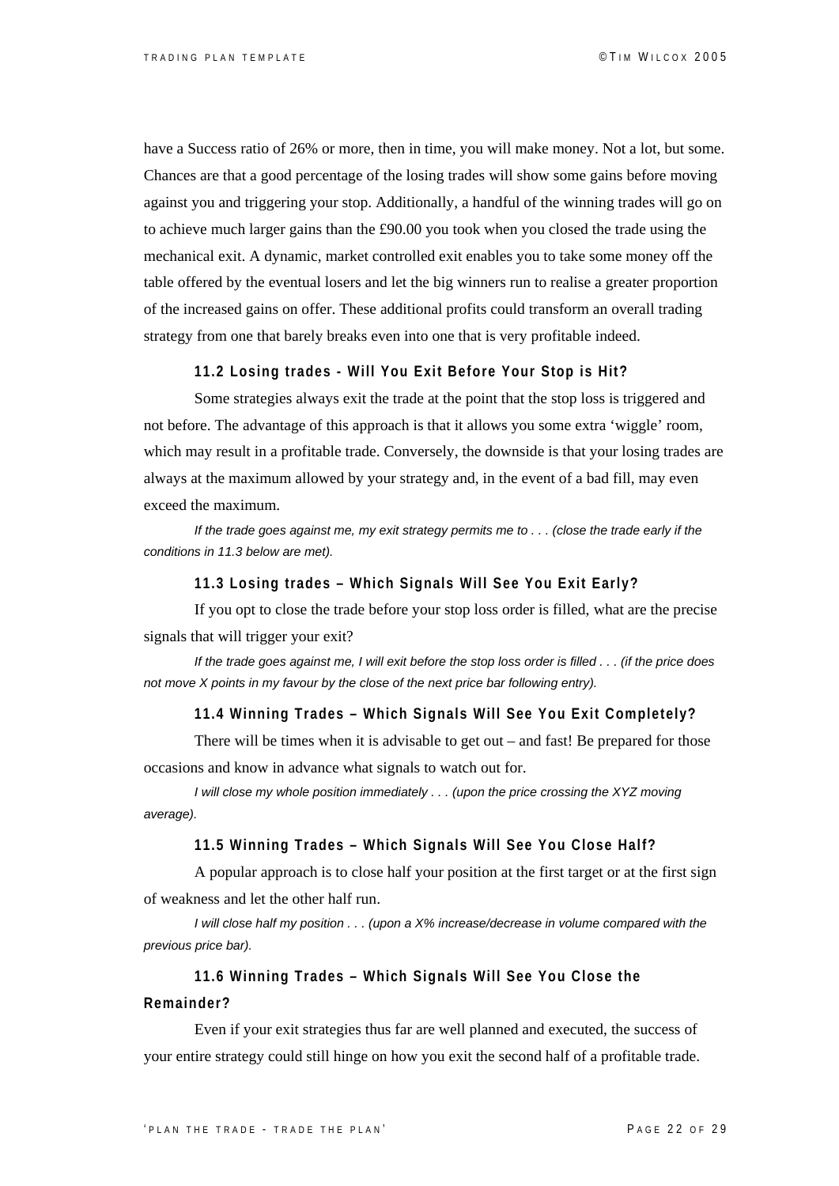have a Success ratio of 26% or more, then in time, you will make money. Not a lot, but some. Chances are that a good percentage of the losing trades will show some gains before moving against you and triggering your stop. Additionally, a handful of the winning trades will go on to achieve much larger gains than the £90.00 you took when you closed the trade using the mechanical exit. A dynamic, market controlled exit enables you to take some money off the table offered by the eventual losers and let the big winners run to realise a greater proportion of the increased gains on offer. These additional profits could transform an overall trading strategy from one that barely breaks even into one that is very profitable indeed.

### 11.2 Losing trades - Will You Exit Before Your Stop is Hit?

Some strategies always exit the trade at the point that the stop loss is triggered and not before. The advantage of this approach is that it allows you some extra 'wiggle' room, which may result in a profitable trade. Conversely, the downside is that your losing trades are always at the maximum allowed by your strategy and, in the event of a bad fill, may even exceed the maximum.

*If the trade goes against me, my exit strategy permits me to . . . (close the trade early if the conditions in 11.3 below are met).*

### 11.3 Losing trades – Which Signals Will See You Exit Early?

If you opt to close the trade before your stop loss order is filled, what are the precise signals that will trigger your exit?

*If the trade goes against me, I will exit before the stop loss order is filled . . . (if the price does not move X points in my favour by the close of the next price bar following entry).*

### 11.4 Winning Trades – Which Signals Will See You Exit Completely?

There will be times when it is advisable to get out – and fast! Be prepared for those occasions and know in advance what signals to watch out for.

*I will close my whole position immediately . . . (upon the price crossing the XYZ moving average).*

### 11.5 Winning Trades – Which Signals Will See You Close Half?

A popular approach is to close half your position at the first target or at the first sign of weakness and let the other half run.

*I will close half my position . . . (upon a X% increase/decrease in volume compared with the previous price bar).*

### 11.6 Winning Trades – Which Signals Will See You Close the Remainder?

Even if your exit strategies thus far are well planned and executed, the success of your entire strategy could still hinge on how you exit the second half of a profitable trade.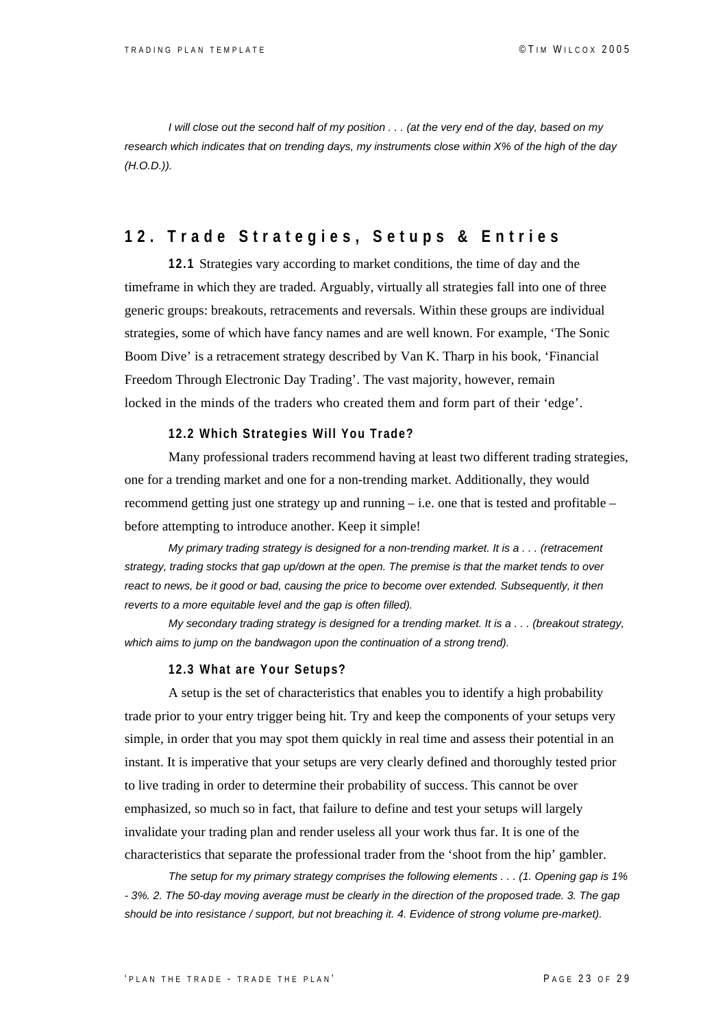*I will close out the second half of my position . . . (at the very end of the day, based on my research which indicates that on trending days, my instruments close within X% of the high of the day (H.O.D.)).*

## 12. Trade Strategies, Setups & Entries

**12.1** Strategies vary according to market conditions, the time of day and the timeframe in which they are traded. Arguably, virtually all strategies fall into one of three generic groups: breakouts, retracements and reversals. Within these groups are individual strategies, some of which have fancy names and are well known. For example, 'The Sonic Boom Dive' is a retracement strategy described by Van K. Tharp in his book, 'Financial Freedom Through Electronic Day Trading'. The vast majority, however, remain locked in the minds of the traders who created them and form part of their 'edge'.

### 12.2 Which Strategies Will You Trade?

Many professional traders recommend having at least two different trading strategies, one for a trending market and one for a non-trending market. Additionally, they would recommend getting just one strategy up and running – i.e. one that is tested and profitable – before attempting to introduce another. Keep it simple!

*My primary trading strategy is designed for a non-trending market. It is a . . . (retracement strategy, trading stocks that gap up/down at the open. The premise is that the market tends to over react to news, be it good or bad, causing the price to become over extended. Subsequently, it then reverts to a more equitable level and the gap is often filled).*

*My secondary trading strategy is designed for a trending market. It is a . . . (breakout strategy, which aims to jump on the bandwagon upon the continuation of a strong trend).*

### 12.3 What are Your Setups?

A setup is the set of characteristics that enables you to identify a high probability trade prior to your entry trigger being hit. Try and keep the components of your setups very simple, in order that you may spot them quickly in real time and assess their potential in an instant. It is imperative that your setups are very clearly defined and thoroughly tested prior to live trading in order to determine their probability of success. This cannot be over emphasized, so much so in fact, that failure to define and test your setups will largely invalidate your trading plan and render useless all your work thus far. It is one of the characteristics that separate the professional trader from the 'shoot from the hip' gambler.

*The setup for my primary strategy comprises the following elements . . . (1. Opening gap is 1% - 3%. 2. The 50-day moving average must be clearly in the direction of the proposed trade. 3. The gap should be into resistance / support, but not breaching it. 4. Evidence of strong volume pre-market).*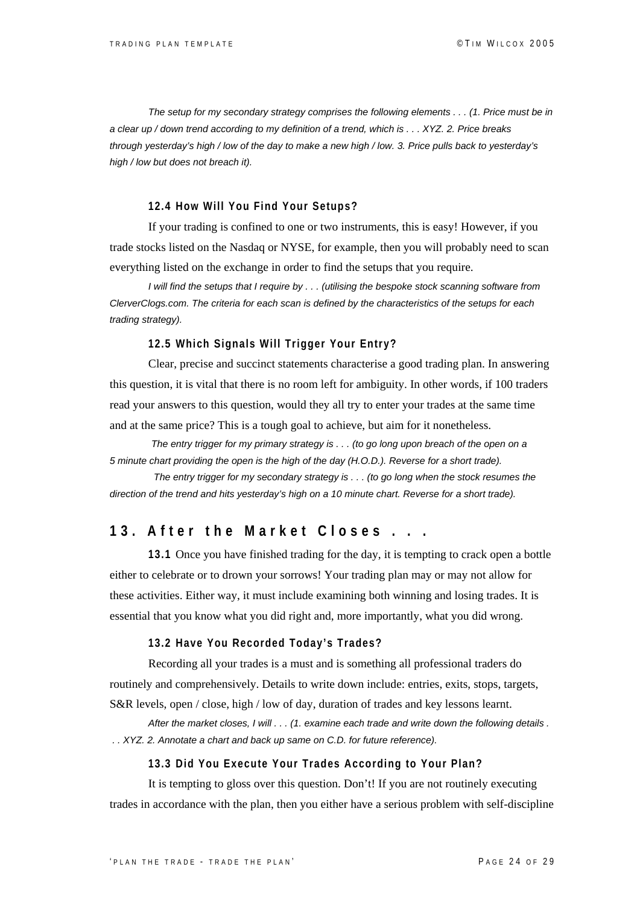*The setup for my secondary strategy comprises the following elements . . . (1. Price must be in a clear up / down trend according to my definition of a trend, which is . . . XYZ. 2. Price breaks through yesterday's high / low of the day to make a new high / low. 3. Price pulls back to yesterday's high / low but does not breach it).*

### 12.4 How Will You Find Your Setups?

If your trading is confined to one or two instruments, this is easy! However, if you trade stocks listed on the Nasdaq or NYSE, for example, then you will probably need to scan everything listed on the exchange in order to find the setups that you require.

*I will find the setups that I require by . . . (utilising the bespoke stock scanning software from ClerverClogs.com. The criteria for each scan is defined by the characteristics of the setups for each trading strategy).*

### 12.5 Which Signals Will Trigger Your Entry?

Clear, precise and succinct statements characterise a good trading plan. In answering this question, it is vital that there is no room left for ambiguity. In other words, if 100 traders read your answers to this question, would they all try to enter your trades at the same time and at the same price? This is a tough goal to achieve, but aim for it nonetheless.

*The entry trigger for my primary strategy is . . . (to go long upon breach of the open on a 5 minute chart providing the open is the high of the day (H.O.D.). Reverse for a short trade).*

*The entry trigger for my secondary strategy is . . . (to go long when the stock resumes the direction of the trend and hits yesterday's high on a 10 minute chart. Reverse for a short trade).*

## 13. After the Market Closes . . .

**13.1** Once you have finished trading for the day, it is tempting to crack open a bottle either to celebrate or to drown your sorrows! Your trading plan may or may not allow for these activities. Either way, it must include examining both winning and losing trades. It is essential that you know what you did right and, more importantly, what you did wrong.

### 13.2 Have You Recorded Today's Trades?

Recording all your trades is a must and is something all professional traders do routinely and comprehensively. Details to write down include: entries, exits, stops, targets, S&R levels, open / close, high / low of day, duration of trades and key lessons learnt.

*After the market closes, I will . . . (1. examine each trade and write down the following details . . . XYZ. 2. Annotate a chart and back up same on C.D. for future reference).*

### 13.3 Did You Execute Your Trades According to Your Plan?

It is tempting to gloss over this question. Don't! If you are not routinely executing trades in accordance with the plan, then you either have a serious problem with self-discipline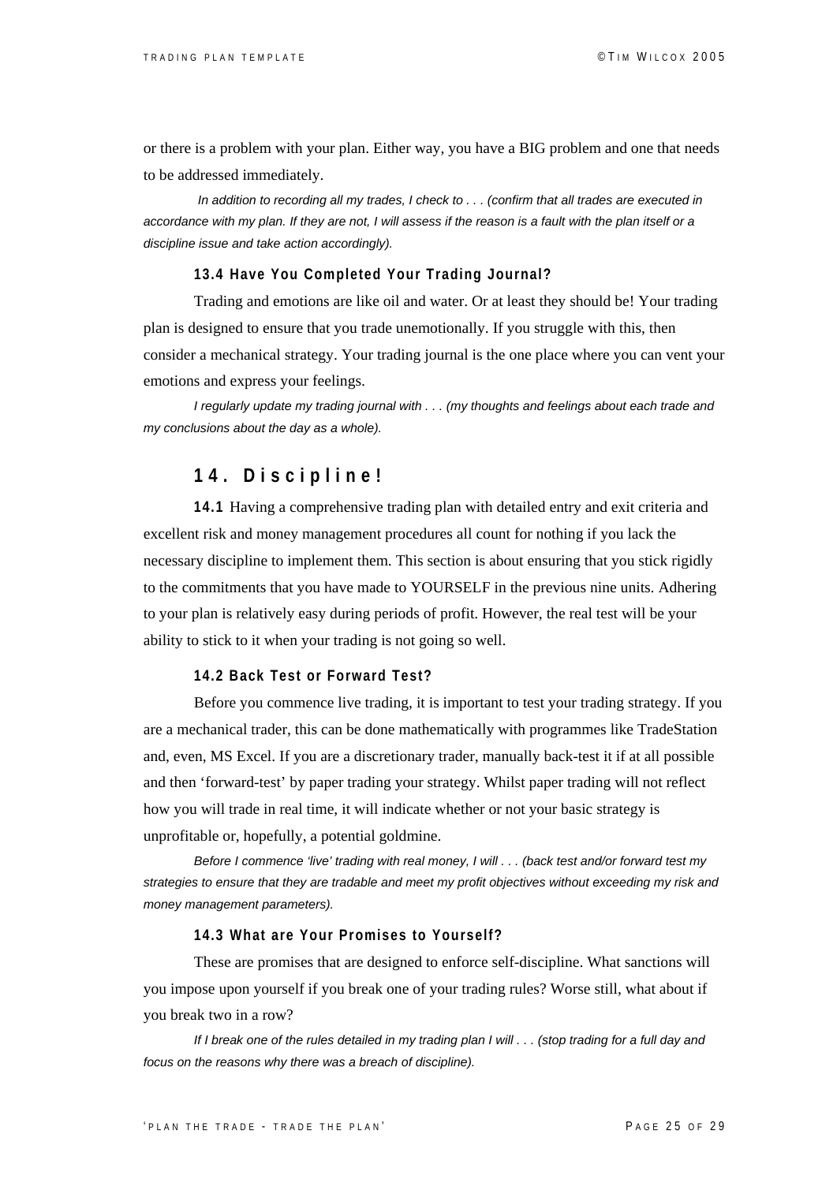or there is a problem with your plan. Either way, you have a BIG problem and one that needs to be addressed immediately.

*In addition to recording all my trades, I check to . . . (confirm that all trades are executed in accordance with my plan. If they are not, I will assess if the reason is a fault with the plan itself or a discipline issue and take action accordingly).*

### 13.4 Have You Completed Your Trading Journal?

Trading and emotions are like oil and water. Or at least they should be! Your trading plan is designed to ensure that you trade unemotionally. If you struggle with this, then consider a mechanical strategy. Your trading journal is the one place where you can vent your emotions and express your feelings.

*I regularly update my trading journal with . . . (my thoughts and feelings about each trade and my conclusions about the day as a whole).*

## 14. Discipline!

**14.1** Having a comprehensive trading plan with detailed entry and exit criteria and excellent risk and money management procedures all count for nothing if you lack the necessary discipline to implement them. This section is about ensuring that you stick rigidly to the commitments that you have made to YOURSELF in the previous nine units. Adhering to your plan is relatively easy during periods of profit. However, the real test will be your ability to stick to it when your trading is not going so well.

### 14.2 Back Test or Forward Test?

Before you commence live trading, it is important to test your trading strategy. If you are a mechanical trader, this can be done mathematically with programmes like TradeStation and, even, MS Excel. If you are a discretionary trader, manually back-test it if at all possible and then 'forward-test' by paper trading your strategy. Whilst paper trading will not reflect how you will trade in real time, it will indicate whether or not your basic strategy is unprofitable or, hopefully, a potential goldmine.

*Before I commence 'live' trading with real money, I will . . . (back test and/or forward test my strategies to ensure that they are tradable and meet my profit objectives without exceeding my risk and money management parameters).*

### 14.3 What are Your Promises to Yourself?

These are promises that are designed to enforce self-discipline. What sanctions will you impose upon yourself if you break one of your trading rules? Worse still, what about if you break two in a row?

*If I break one of the rules detailed in my trading plan I will . . . (stop trading for a full day and focus on the reasons why there was a breach of discipline).*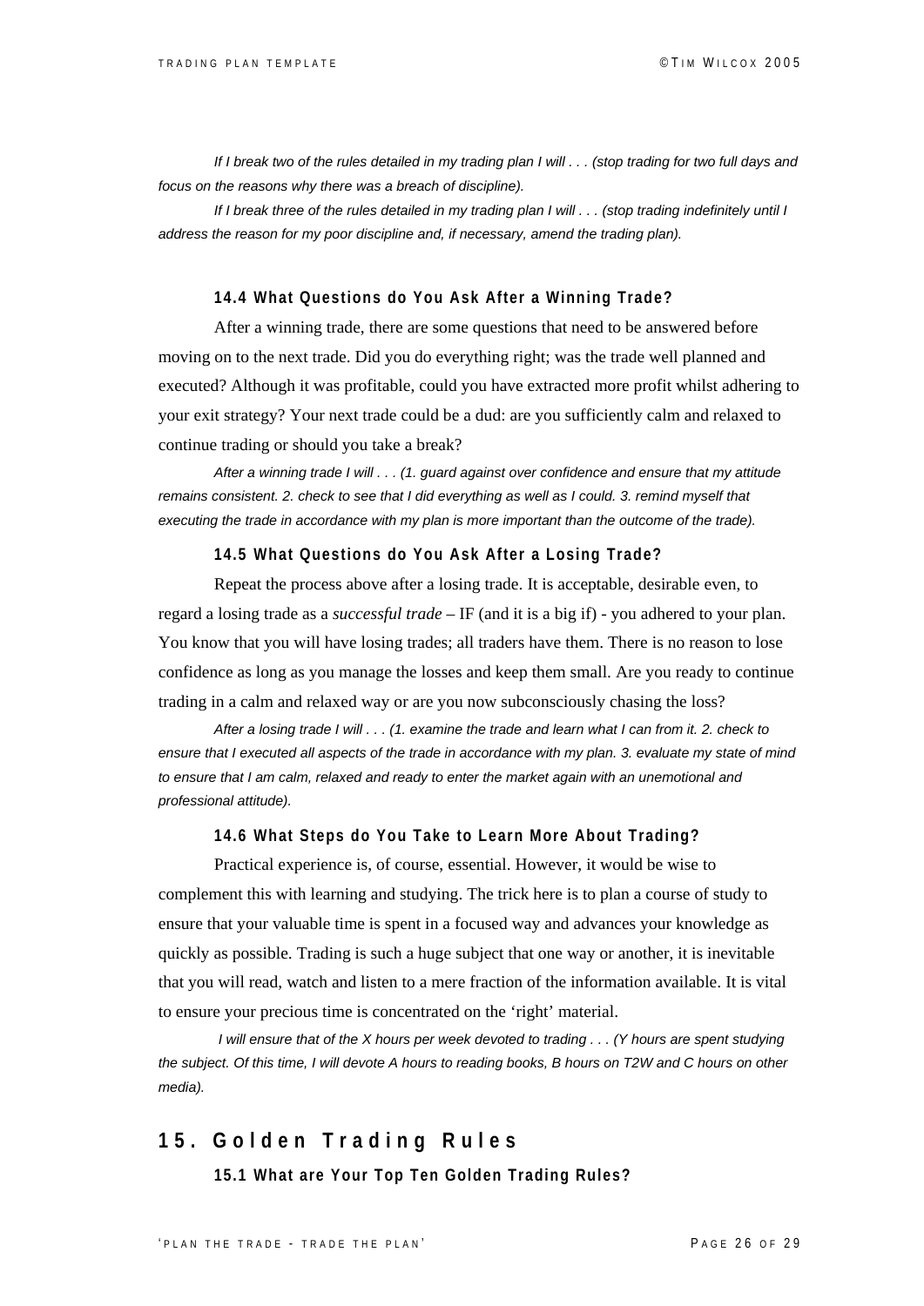*If I break two of the rules detailed in my trading plan I will . . . (stop trading for two full days and focus on the reasons why there was a breach of discipline).*

*If I break three of the rules detailed in my trading plan I will . . . (stop trading indefinitely until I address the reason for my poor discipline and, if necessary, amend the trading plan).*

### 14.4 What Questions do You Ask After a Winning Trade?

After a winning trade, there are some questions that need to be answered before moving on to the next trade. Did you do everything right; was the trade well planned and executed? Although it was profitable, could you have extracted more profit whilst adhering to your exit strategy? Your next trade could be a dud: are you sufficiently calm and relaxed to continue trading or should you take a break?

*After a winning trade I will . . . (1. guard against over confidence and ensure that my attitude remains consistent. 2. check to see that I did everything as well as I could. 3. remind myself that executing the trade in accordance with my plan is more important than the outcome of the trade).*

### 14.5 What Questions do You Ask After a Losing Trade?

Repeat the process above after a losing trade. It is acceptable, desirable even, to regard a losing trade as a *successful trade* – IF (and it is a big if) - you adhered to your plan. You know that you will have losing trades; all traders have them. There is no reason to lose confidence as long as you manage the losses and keep them small. Are you ready to continue trading in a calm and relaxed way or are you now subconsciously chasing the loss?

*After a losing trade I will . . . (1. examine the trade and learn what I can from it. 2. check to ensure that I executed all aspects of the trade in accordance with my plan. 3. evaluate my state of mind to ensure that I am calm, relaxed and ready to enter the market again with an unemotional and professional attitude).*

### 14.6 What Steps do You Take to Learn More About Trading?

Practical experience is, of course, essential. However, it would be wise to complement this with learning and studying. The trick here is to plan a course of study to ensure that your valuable time is spent in a focused way and advances your knowledge as quickly as possible. Trading is such a huge subject that one way or another, it is inevitable that you will read, watch and listen to a mere fraction of the information available. It is vital to ensure your precious time is concentrated on the 'right' material.

*I will ensure that of the X hours per week devoted to trading . . . (Y hours are spent studying the subject. Of this time, I will devote A hours to reading books, B hours on T2W and C hours on other media).*

## 15. Golden Trading Rules

### 15.1 What are Your Top Ten Golden Trading Rules?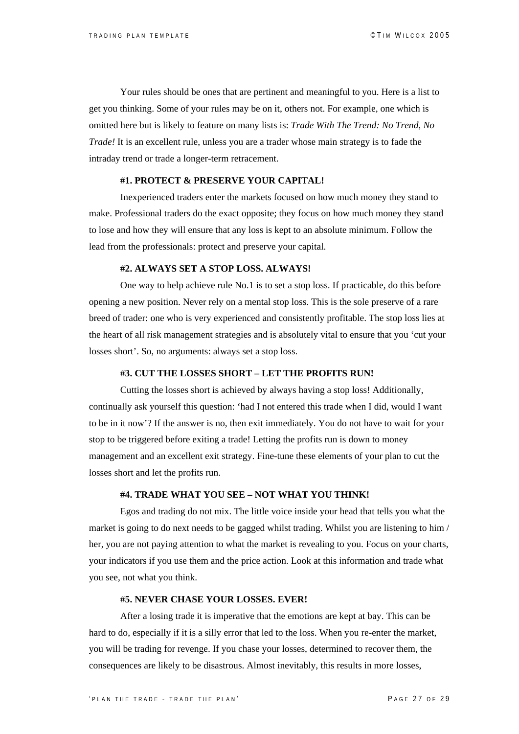Your rules should be ones that are pertinent and meaningful to you. Here is a list to get you thinking. Some of your rules may be on it, others not. For example, one which is omitted here but is likely to feature on many lists is: *Trade With The Trend: No Trend, No Trade!* It is an excellent rule, unless you are a trader whose main strategy is to fade the intraday trend or trade a longer-term retracement.

**#1. PROTECT & PRESERVE YOUR CAPITAL!**

Inexperienced traders enter the markets focused on how much money they stand to make. Professional traders do the exact opposite; they focus on how much money they stand to lose and how they will ensure that any loss is kept to an absolute minimum. Follow the lead from the professionals: protect and preserve your capital.

**#2. ALWAYS SET A STOP LOSS. ALWAYS!**

One way to help achieve rule No.1 is to set a stop loss. If practicable, do this before opening a new position. Never rely on a mental stop loss. This is the sole preserve of a rare breed of trader: one who is very experienced and consistently profitable. The stop loss lies at the heart of all risk management strategies and is absolutely vital to ensure that you 'cut your losses short'. So, no arguments: always set a stop loss.

**#3. CUT THE LOSSES SHORT – LET THE PROFITS RUN!**

Cutting the losses short is achieved by always having a stop loss! Additionally, continually ask yourself this question: 'had I not entered this trade when I did, would I want to be in it now'? If the answer is no, then exit immediately. You do not have to wait for your stop to be triggered before exiting a trade! Letting the profits run is down to money management and an excellent exit strategy. Fine-tune these elements of your plan to cut the losses short and let the profits run.

**#4. TRADE WHAT YOU SEE – NOT WHAT YOU THINK!**

Egos and trading do not mix. The little voice inside your head that tells you what the market is going to do next needs to be gagged whilst trading. Whilst you are listening to him / her, you are not paying attention to what the market is revealing to you. Focus on your charts, your indicators if you use them and the price action. Look at this information and trade what you see, not what you think.

**#5. NEVER CHASE YOUR LOSSES. EVER!**

After a losing trade it is imperative that the emotions are kept at bay. This can be hard to do, especially if it is a silly error that led to the loss. When you re-enter the market, you will be trading for revenge. If you chase your losses, determined to recover them, the consequences are likely to be disastrous. Almost inevitably, this results in more losses,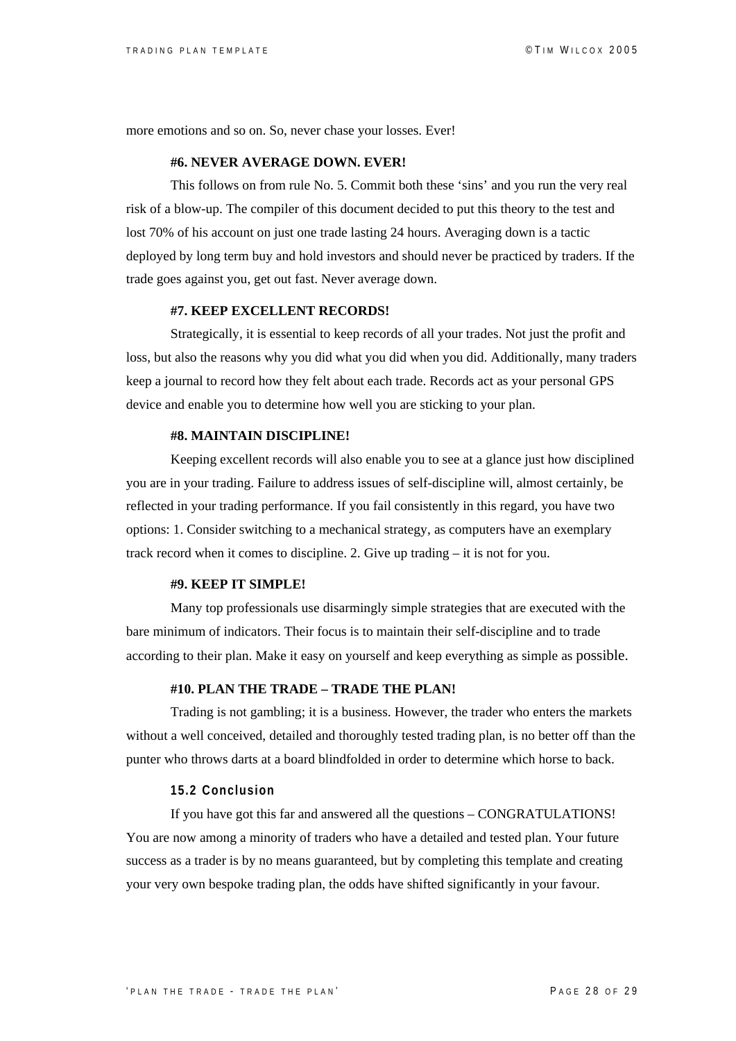more emotions and so on. So, never chase your losses. Ever!

**#6. NEVER AVERAGE DOWN. EVER!**

This follows on from rule No. 5. Commit both these ‘sins’ and you run the very real risk of a blow-up. The compiler of this document decided to put this theory to the test and lost 70% of his account on just one trade lasting 24 hours. Averaging down is a tactic deployed by long term buy and hold investors and should never be practiced by traders. If the trade goes against you, get out fast. Never average down.

**#7. KEEP EXCELLENT RECORDS!**

Strategically, it is essential to keep records of all your trades. Not just the profit and loss, but also the reasons why you did what you did when you did. Additionally, many traders keep a journal to record how they felt about each trade. Records act as your personal GPS device and enable you to determine how well you are sticking to your plan.

**#8. MAINTAIN DISCIPLINE!**

Keeping excellent records will also enable you to see at a glance just how disciplined you are in your trading. Failure to address issues of self-discipline will, almost certainly, be reflected in your trading performance. If you fail consistently in this regard, you have two options: 1. Consider switching to a mechanical strategy, as computers have an exemplary track record when it comes to discipline. 2. Give up trading – it is not for you.

**#9. KEEP IT SIMPLE!**

Many top professionals use disarmingly simple strategies that are executed with the bare minimum of indicators. Their focus is to maintain their self-discipline and to trade according to their plan. Make it easy on yourself and keep everything as simple as possible.

**#10. PLAN THE TRADE – TRADE THE PLAN!**

Trading is not gambling; it is a business. However, the trader who enters the markets without a well conceived, detailed and thoroughly tested trading plan, is no better off than the punter who throws darts at a board blindfolded in order to determine which horse to back.

### 15.2 Conclusion

If you have got this far and answered all the questions – CONGRATULATIONS! You are now among a minority of traders who have a detailed and tested plan. Your future success as a trader is by no means guaranteed, but by completing this template and creating your very own bespoke trading plan, the odds have shifted significantly in your favour.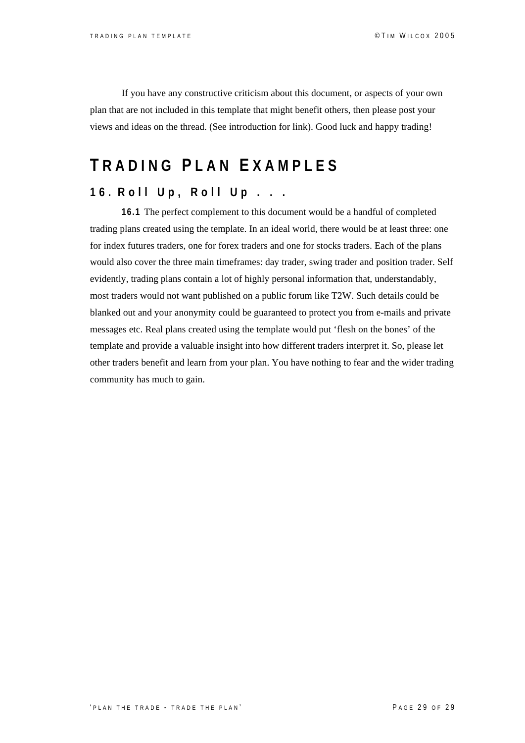If you have any constructive criticism about this document, or aspects of your own plan that are not included in this template that might benefit others, then please post your views and ideas on the thread. (See introduction for link). Good luck and happy trading!

# TRADING PLAN EXAMPLES

## 16. Roll Up, Roll Up . . .

**16.1** The perfect complement to this document would be a handful of completed trading plans created using the template. In an ideal world, there would be at least three: one for index futures traders, one for forex traders and one for stocks traders. Each of the plans would also cover the three main timeframes: day trader, swing trader and position trader. Self evidently, trading plans contain a lot of highly personal information that, understandably, most traders would not want published on a public forum like T2W. Such details could be blanked out and your anonymity could be guaranteed to protect you from e-mails and private messages etc. Real plans created using the template would put 'flesh on the bones' of the template and provide a valuable insight into how different traders interpret it. So, please let other traders benefit and learn from your plan. You have nothing to fear and the wider trading community has much to gain.